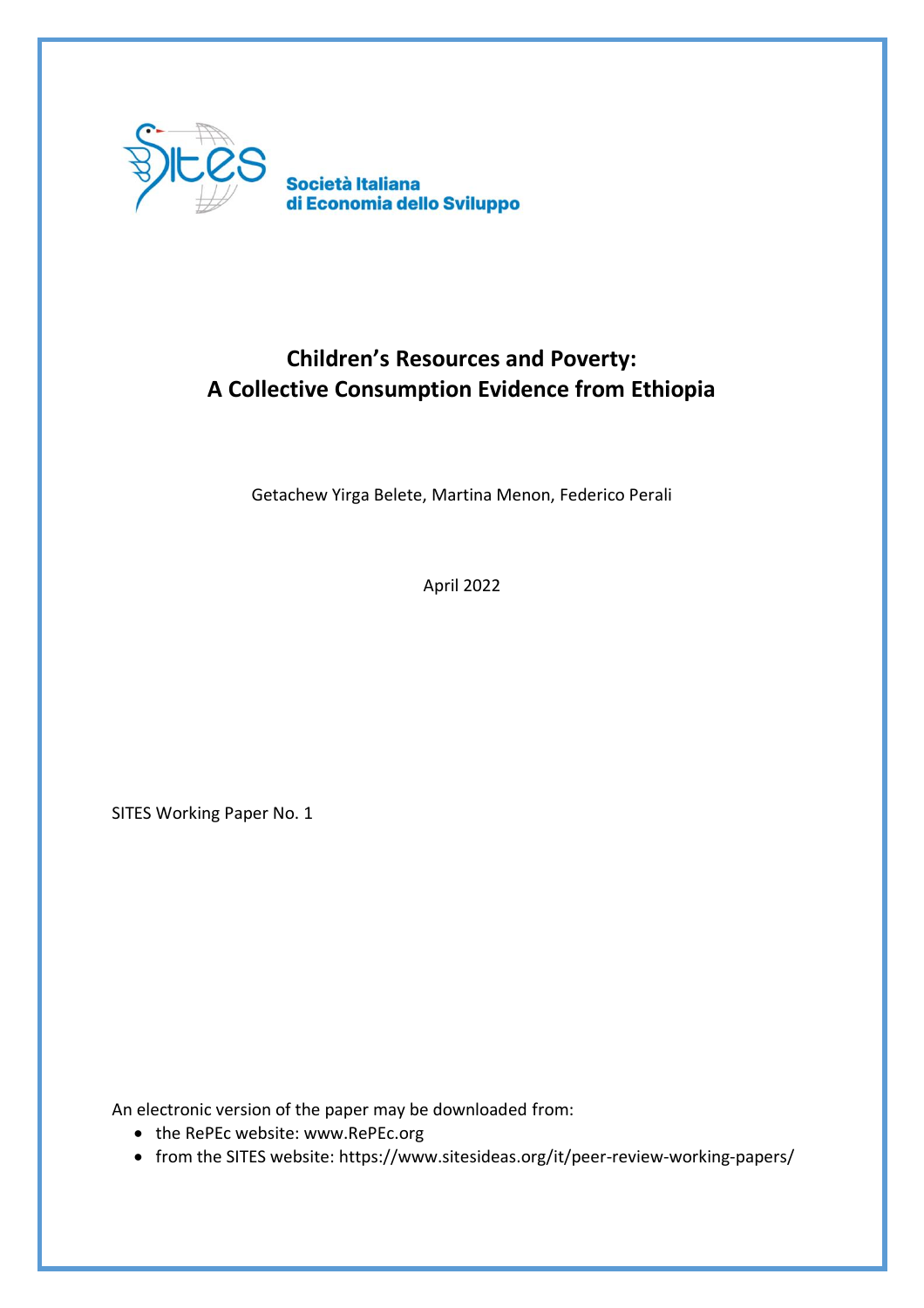Società Italiana
di Economia dello Sviluppo

# Children's Resources and Poverty: A Collective Consumption Evidence from Ethiopia

Getachew Yirga Belete, Martina Menon, Federico Perali

April 2022

SITES Working Paper No. 1

An electronic version of the paper may be downloaded from:

- the RePEc website: www.RePEc.org
- from the SITES website: https://www.sitesideas.org/it/peer-review-working-papers/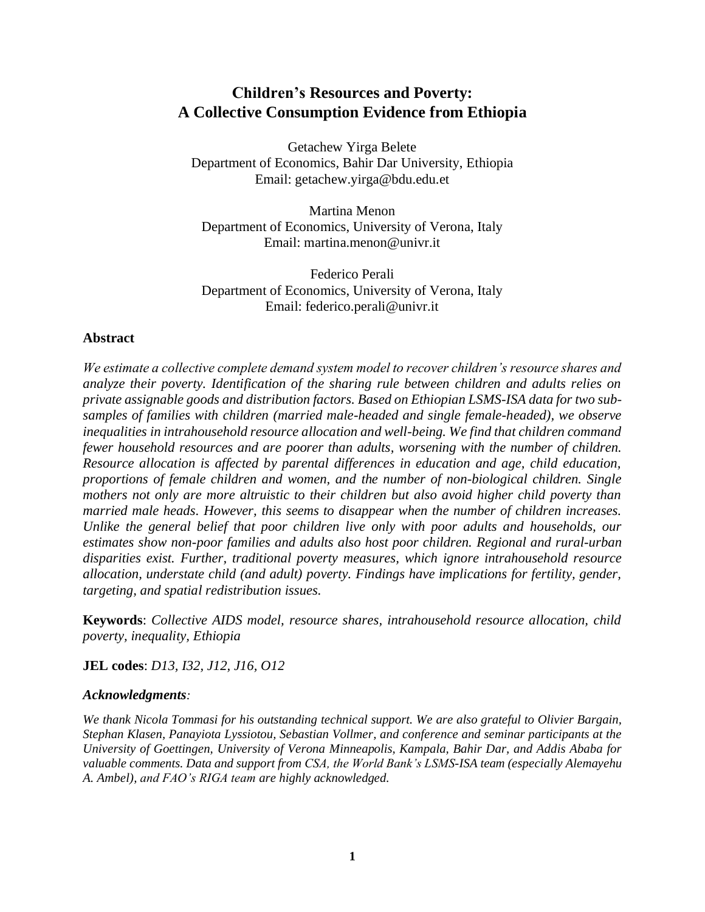# Children's Resources and Poverty: A Collective Consumption Evidence from Ethiopia

Getachew Yirga Belete
Department of Economics, Bahir Dar University, Ethiopia
Email: getachew.yirga@bdu.edu.et

Martina Menon
Department of Economics, University of Verona, Italy
Email: martina.menon@univr.it

Federico Perali
Department of Economics, University of Verona, Italy
Email: federico.perali@univr.it

### Abstract

*We estimate a collective complete demand system model to recover children's resource shares and analyze their poverty. Identification of the sharing rule between children and adults relies on private assignable goods and distribution factors. Based on Ethiopian LSMS-ISA data for two sub-samples of families with children (married male-headed and single female-headed), we observe inequalities in intrahousehold resource allocation and well-being. We find that children command fewer household resources and are poorer than adults, worsening with the number of children. Resource allocation is affected by parental differences in education and age, child education, proportions of female children and women, and the number of non-biological children. Single mothers not only are more altruistic to their children but also avoid higher child poverty than married male heads. However, this seems to disappear when the number of children increases. Unlike the general belief that poor children live only with poor adults and households, our estimates show non-poor families and adults also host poor children. Regional and rural-urban disparities exist. Further, traditional poverty measures, which ignore intrahousehold resource allocation, understate child (and adult) poverty. Findings have implications for fertility, gender, targeting, and spatial redistribution issues.*

**Keywords**: *Collective AIDS model, resource shares, intrahousehold resource allocation, child poverty, inequality, Ethiopia*

**JEL codes**: *D13, I32, J12, J16, O12*

***Acknowledgments**:*

*We thank Nicola Tommasi for his outstanding technical support. We are also grateful to Olivier Bargain, Stephan Klasen, Panayiota Lyssiotou, Sebastian Vollmer, and conference and seminar participants at the University of Goettingen, University of Verona Minneapolis, Kampala, Bahir Dar, and Addis Ababa for valuable comments. Data and support from CSA, the World Bank's LSMS-ISA team (especially Alemayehu A. Ambel), and FAO's RIGA team are highly acknowledged.*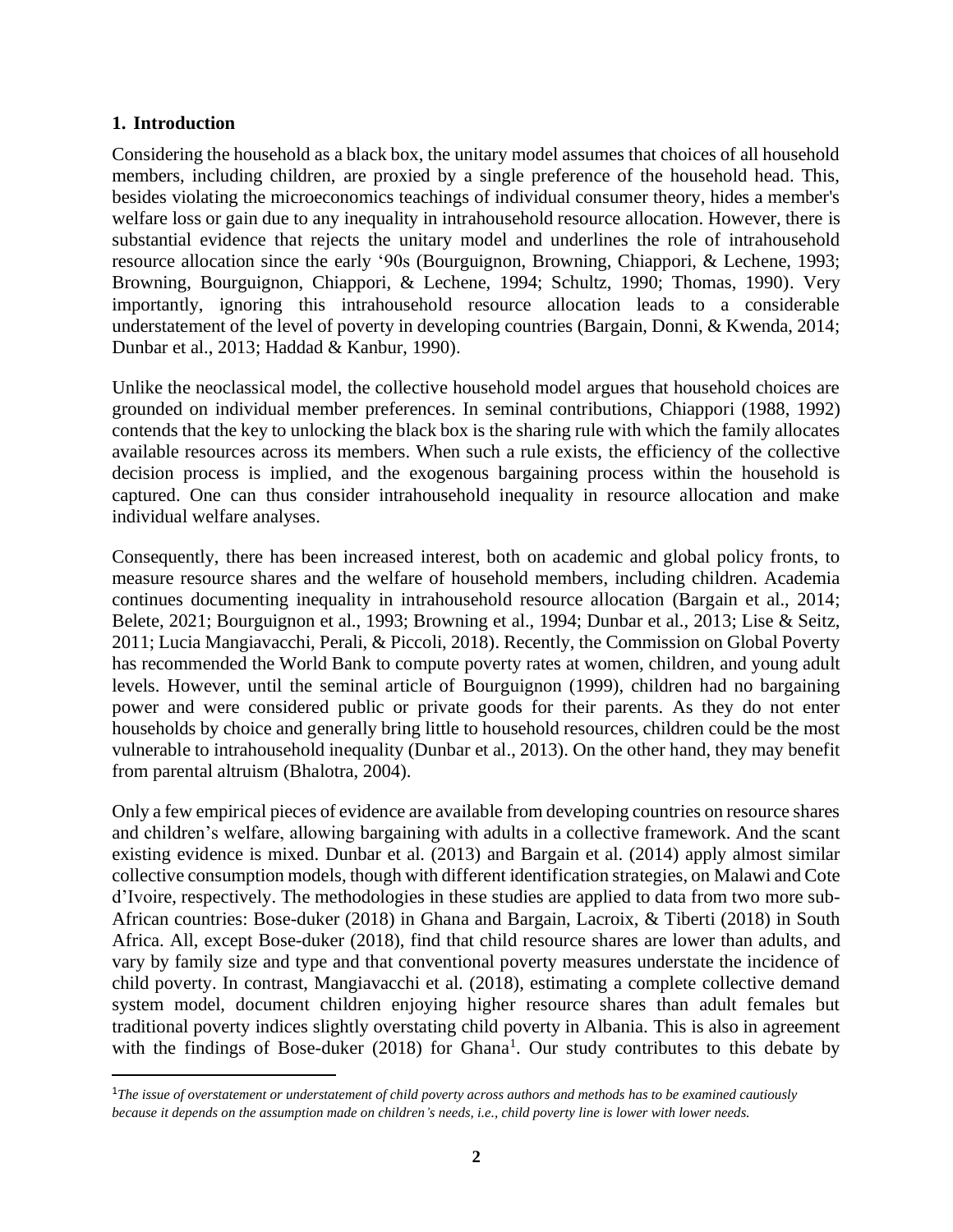## 1. Introduction

Considering the household as a black box, the unitary model assumes that choices of all household members, including children, are proxied by a single preference of the household head. This, besides violating the microeconomics teachings of individual consumer theory, hides a member's welfare loss or gain due to any inequality in intrahousehold resource allocation. However, there is substantial evidence that rejects the unitary model and underlines the role of intrahousehold resource allocation since the early '90s (Bourguignon, Browning, Chiappori, & Lechene, 1993; Browning, Bourguignon, Chiappori, & Lechene, 1994; Schultz, 1990; Thomas, 1990). Very importantly, ignoring this intrahousehold resource allocation leads to a considerable understatement of the level of poverty in developing countries (Bargain, Donni, & Kwenda, 2014; Dunbar et al., 2013; Haddad & Kanbur, 1990).

Unlike the neoclassical model, the collective household model argues that household choices are grounded on individual member preferences. In seminal contributions, Chiappori (1988, 1992) contends that the key to unlocking the black box is the sharing rule with which the family allocates available resources across its members. When such a rule exists, the efficiency of the collective decision process is implied, and the exogenous bargaining process within the household is captured. One can thus consider intrahousehold inequality in resource allocation and make individual welfare analyses.

Consequently, there has been increased interest, both on academic and global policy fronts, to measure resource shares and the welfare of household members, including children. Academia continues documenting inequality in intrahousehold resource allocation (Bargain et al., 2014; Belete, 2021; Bourguignon et al., 1993; Browning et al., 1994; Dunbar et al., 2013; Lise & Seitz, 2011; Lucia Mangiavacchi, Perali, & Piccoli, 2018). Recently, the Commission on Global Poverty has recommended the World Bank to compute poverty rates at women, children, and young adult levels. However, until the seminal article of Bourguignon (1999), children had no bargaining power and were considered public or private goods for their parents. As they do not enter households by choice and generally bring little to household resources, children could be the most vulnerable to intrahousehold inequality (Dunbar et al., 2013). On the other hand, they may benefit from parental altruism (Bhalotra, 2004).

Only a few empirical pieces of evidence are available from developing countries on resource shares and children's welfare, allowing bargaining with adults in a collective framework. And the scant existing evidence is mixed. Dunbar et al. (2013) and Bargain et al. (2014) apply almost similar collective consumption models, though with different identification strategies, on Malawi and Cote d'Ivoire, respectively. The methodologies in these studies are applied to data from two more sub-African countries: Bose-duker (2018) in Ghana and Bargain, Lacroix, & Tiberti (2018) in South Africa. All, except Bose-duker (2018), find that child resource shares are lower than adults, and vary by family size and type and that conventional poverty measures understate the incidence of child poverty. In contrast, Mangiavacchi et al. (2018), estimating a complete collective demand system model, document children enjoying higher resource shares than adult females but traditional poverty indices slightly overstating child poverty in Albania. This is also in agreement with the findings of Bose-duker (2018) for Ghana[1]. Our study contributes to this debate by

[1] *The issue of overstatement or understatement of child poverty across authors and methods has to be examined cautiously because it depends on the assumption made on children's needs, i.e., child poverty line is lower with lower needs.*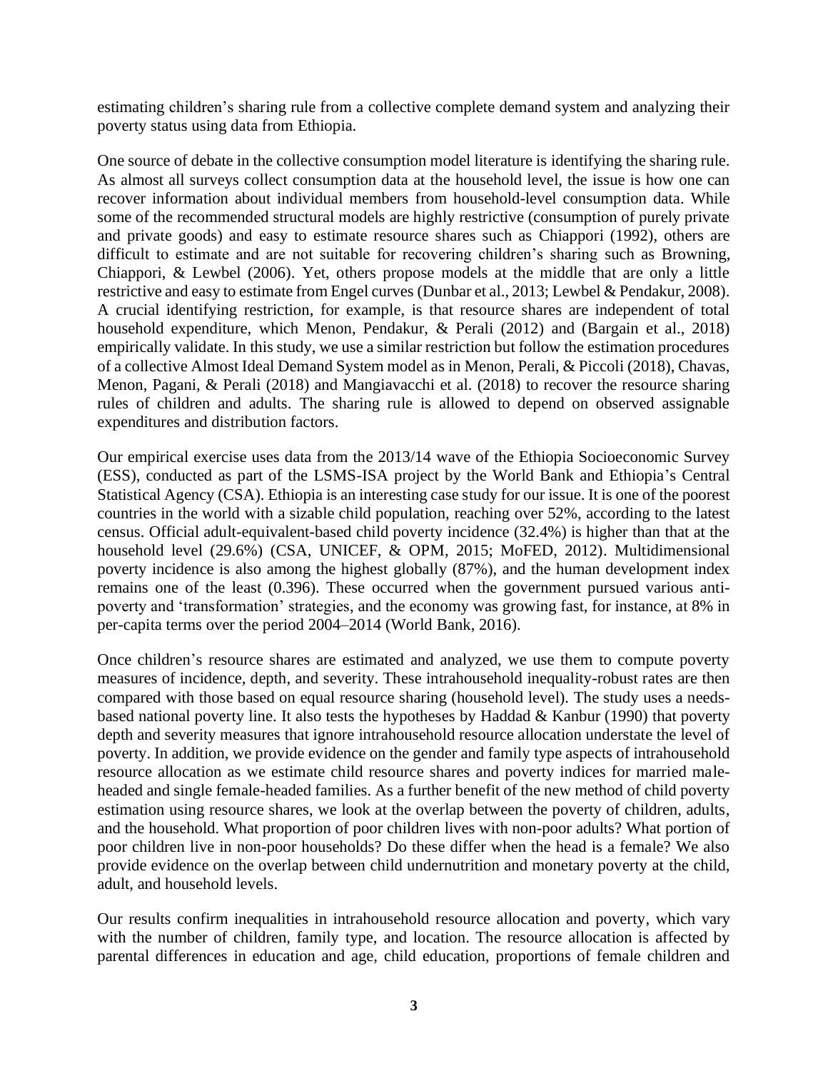estimating children's sharing rule from a collective complete demand system and analyzing their poverty status using data from Ethiopia.

One source of debate in the collective consumption model literature is identifying the sharing rule. As almost all surveys collect consumption data at the household level, the issue is how one can recover information about individual members from household-level consumption data. While some of the recommended structural models are highly restrictive (consumption of purely private and private goods) and easy to estimate resource shares such as Chiappori (1992), others are difficult to estimate and are not suitable for recovering children's sharing such as Browning, Chiappori, & Lewbel (2006). Yet, others propose models at the middle that are only a little restrictive and easy to estimate from Engel curves (Dunbar et al., 2013; Lewbel & Pendakur, 2008). A crucial identifying restriction, for example, is that resource shares are independent of total household expenditure, which Menon, Pendakur, & Perali (2012) and (Bargain et al., 2018) empirically validate. In this study, we use a similar restriction but follow the estimation procedures of a collective Almost Ideal Demand System model as in Menon, Perali, & Piccoli (2018), Chavas, Menon, Pagani, & Perali (2018) and Mangiavacchi et al. (2018) to recover the resource sharing rules of children and adults. The sharing rule is allowed to depend on observed assignable expenditures and distribution factors.

Our empirical exercise uses data from the 2013/14 wave of the Ethiopia Socioeconomic Survey (ESS), conducted as part of the LSMS-ISA project by the World Bank and Ethiopia's Central Statistical Agency (CSA). Ethiopia is an interesting case study for our issue. It is one of the poorest countries in the world with a sizable child population, reaching over 52%, according to the latest census. Official adult-equivalent-based child poverty incidence (32.4%) is higher than that at the household level (29.6%) (CSA, UNICEF, & OPM, 2015; MoFED, 2012). Multidimensional poverty incidence is also among the highest globally (87%), and the human development index remains one of the least (0.396). These occurred when the government pursued various anti-poverty and 'transformation' strategies, and the economy was growing fast, for instance, at 8% in per-capita terms over the period 2004–2014 (World Bank, 2016).

Once children's resource shares are estimated and analyzed, we use them to compute poverty measures of incidence, depth, and severity. These intrahousehold inequality-robust rates are then compared with those based on equal resource sharing (household level). The study uses a needs-based national poverty line. It also tests the hypotheses by Haddad & Kanbur (1990) that poverty depth and severity measures that ignore intrahousehold resource allocation understate the level of poverty. In addition, we provide evidence on the gender and family type aspects of intrahousehold resource allocation as we estimate child resource shares and poverty indices for married male-headed and single female-headed families. As a further benefit of the new method of child poverty estimation using resource shares, we look at the overlap between the poverty of children, adults, and the household. What proportion of poor children lives with non-poor adults? What portion of poor children live in non-poor households? Do these differ when the head is a female? We also provide evidence on the overlap between child undernutrition and monetary poverty at the child, adult, and household levels.

Our results confirm inequalities in intrahousehold resource allocation and poverty, which vary with the number of children, family type, and location. The resource allocation is affected by parental differences in education and age, child education, proportions of female children and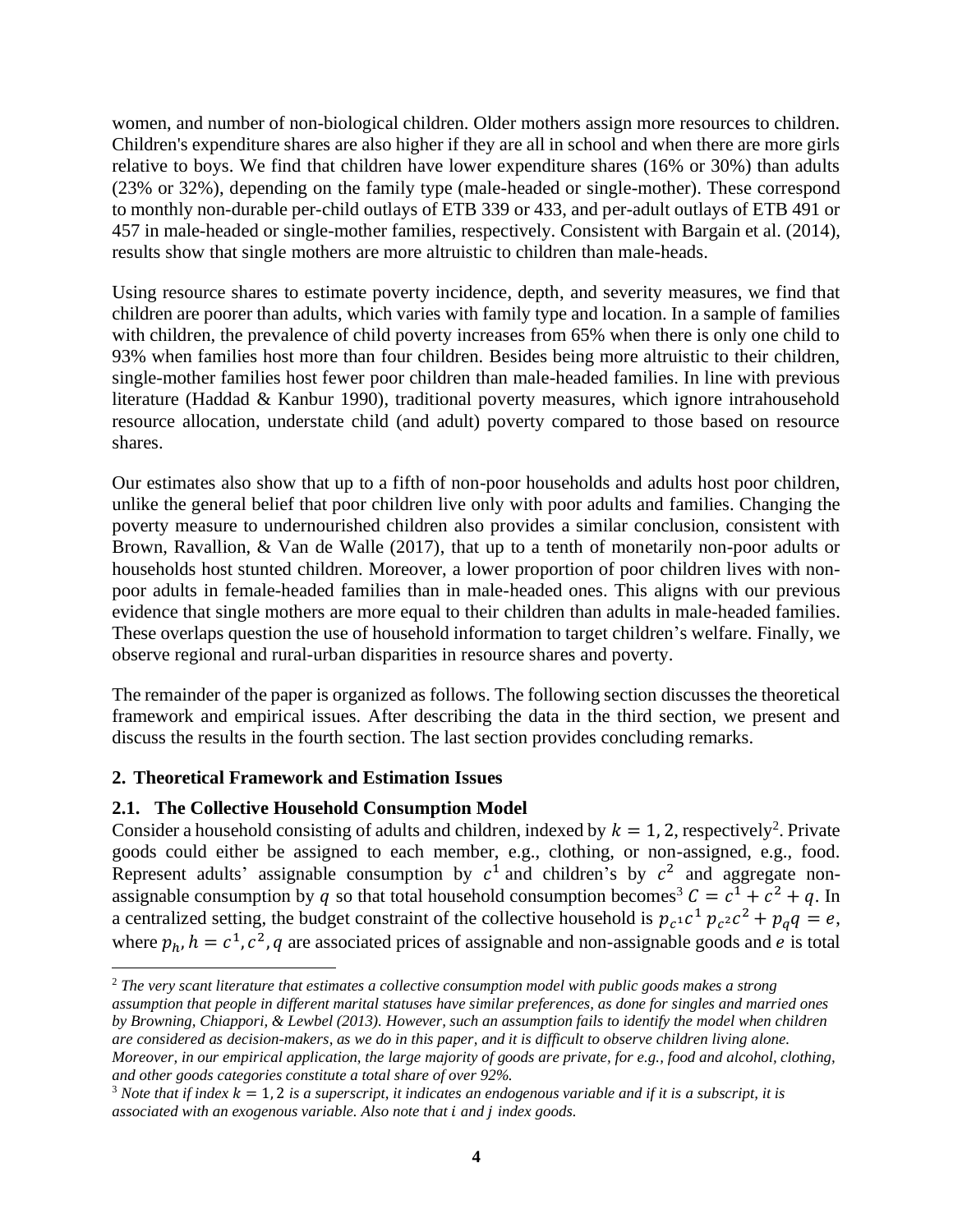women, and number of non-biological children. Older mothers assign more resources to children. Children's expenditure shares are also higher if they are all in school and when there are more girls relative to boys. We find that children have lower expenditure shares (16% or 30%) than adults (23% or 32%), depending on the family type (male-headed or single-mother). These correspond to monthly non-durable per-child outlays of ETB 339 or 433, and per-adult outlays of ETB 491 or 457 in male-headed or single-mother families, respectively. Consistent with Bargain et al. (2014), results show that single mothers are more altruistic to children than male-heads.

Using resource shares to estimate poverty incidence, depth, and severity measures, we find that children are poorer than adults, which varies with family type and location. In a sample of families with children, the prevalence of child poverty increases from 65% when there is only one child to 93% when families host more than four children. Besides being more altruistic to their children, single-mother families host fewer poor children than male-headed families. In line with previous literature (Haddad & Kanbur 1990), traditional poverty measures, which ignore intrahousehold resource allocation, understate child (and adult) poverty compared to those based on resource shares.

Our estimates also show that up to a fifth of non-poor households and adults host poor children, unlike the general belief that poor children live only with poor adults and families. Changing the poverty measure to undernourished children also provides a similar conclusion, consistent with Brown, Ravallion, & Van de Walle (2017), that up to a tenth of monetarily non-poor adults or households host stunted children. Moreover, a lower proportion of poor children lives with non-poor adults in female-headed families than in male-headed ones. This aligns with our previous evidence that single mothers are more equal to their children than adults in male-headed families. These overlaps question the use of household information to target children's welfare. Finally, we observe regional and rural-urban disparities in resource shares and poverty.

The remainder of the paper is organized as follows. The following section discusses the theoretical framework and empirical issues. After describing the data in the third section, we present and discuss the results in the fourth section. The last section provides concluding remarks.

## 2. Theoretical Framework and Estimation Issues

### 2.1. The Collective Household Consumption Model

Consider a household consisting of adults and children, indexed by $k = 1, 2$, respectively[2]. Private goods could either be assigned to each member, e.g., clothing, or non-assigned, e.g., food. Represent adults' assignable consumption by $c^1$ and children's by $c^2$ and aggregate non-assignable consumption by $q$ so that total household consumption becomes[3] $C = c^1 + c^2 + q$. In a centralized setting, the budget constraint of the collective household is $p_{c^1}c^1\, p_{c^2}c^2 + p_q q = e$, where $p_h, h = c^1, c^2, q$ are associated prices of assignable and non-assignable goods and $e$ is total

[2] *The very scant literature that estimates a collective consumption model with public goods makes a strong assumption that people in different marital statuses have similar preferences, as done for singles and married ones by Browning, Chiappori, & Lewbel (2013). However, such an assumption fails to identify the model when children are considered as decision-makers, as we do in this paper, and it is difficult to observe children living alone. Moreover, in our empirical application, the large majority of goods are private, for e.g., food and alcohol, clothing, and other goods categories constitute a total share of over 92%.*

[3] *Note that if index $k = 1, 2$ is a superscript, it indicates an endogenous variable and if it is a subscript, it is associated with an exogenous variable. Also note that $i$ and $j$ index goods.*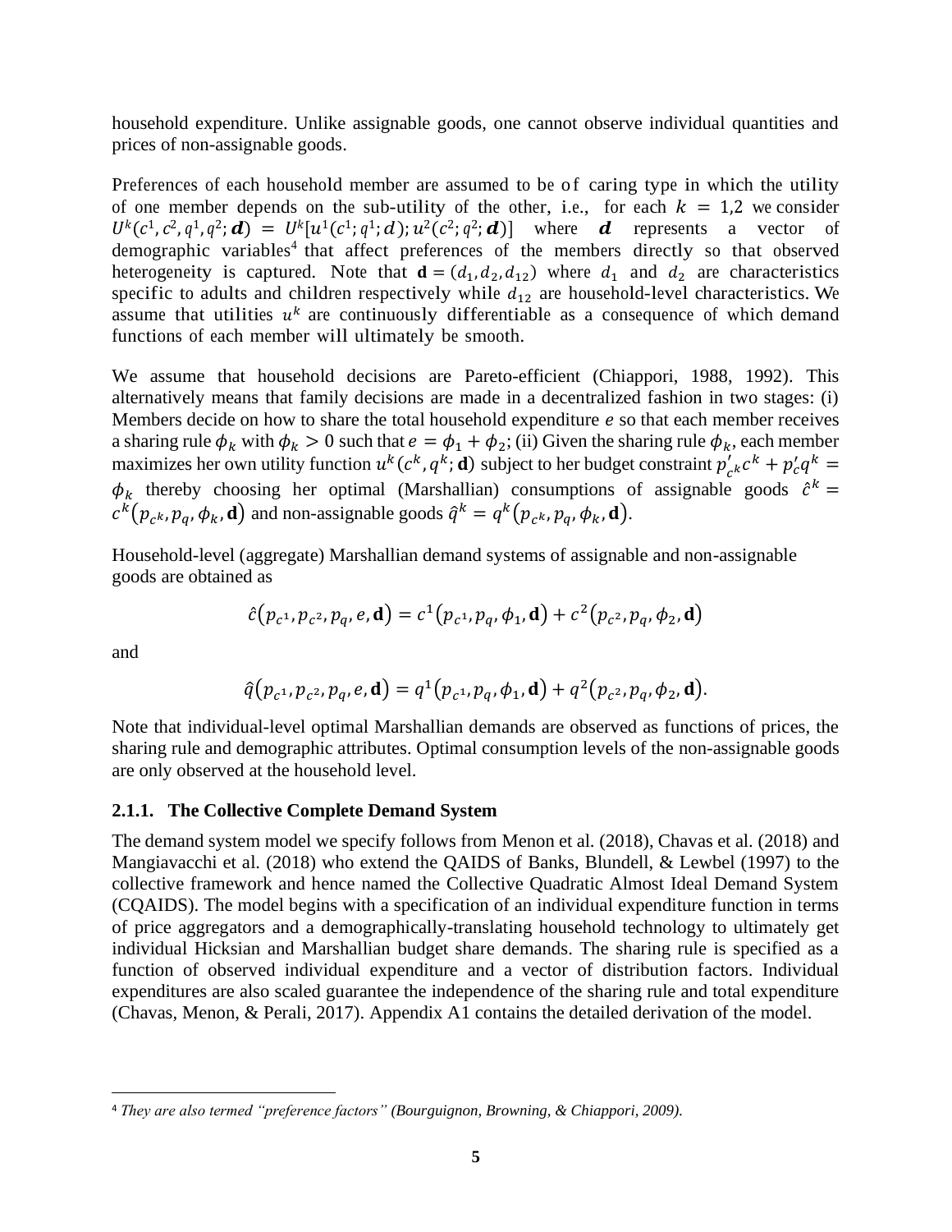household expenditure. Unlike assignable goods, one cannot observe individual quantities and prices of non-assignable goods.

Preferences of each household member are assumed to be of caring type in which the utility of one member depends on the sub-utility of the other, i.e., for each $k = 1,2$ we consider $U^k(c^1, c^2, q^1, q^2; \boldsymbol{d}) = U^k[u^1(c^1; q^1; d); u^2(c^2; q^2; \boldsymbol{d})]$ where $\boldsymbol{d}$ represents a vector of demographic variables[4] that affect preferences of the members directly so that observed heterogeneity is captured. Note that $\mathbf{d} = (d_1, d_2, d_{12})$ where $d_1$ and $d_2$ are characteristics specific to adults and children respectively while $d_{12}$ are household-level characteristics. We assume that utilities $u^k$ are continuously differentiable as a consequence of which demand functions of each member will ultimately be smooth.

We assume that household decisions are Pareto-efficient (Chiappori, 1988, 1992). This alternatively means that family decisions are made in a decentralized fashion in two stages: (i) Members decide on how to share the total household expenditure $e$ so that each member receives a sharing rule $\phi_k$ with $\phi_k > 0$ such that $e = \phi_1 + \phi_2$; (ii) Given the sharing rule $\phi_k$, each member maximizes her own utility function $u^k(c^k, q^k; \mathbf{d})$ subject to her budget constraint $p'_{c^k}c^k + p'_c q^k = \phi_k$ thereby choosing her optimal (Marshallian) consumptions of assignable goods $\hat{c}^k = c^k(p_{c^k}, p_q, \phi_k, \mathbf{d})$ and non-assignable goods $\hat{q}^k = q^k(p_{c^k}, p_q, \phi_k, \mathbf{d})$.

Household-level (aggregate) Marshallian demand systems of assignable and non-assignable goods are obtained as

$$\hat{c}(p_{c^1}, p_{c^2}, p_q, e, \mathbf{d}) = c^1(p_{c^1}, p_q, \phi_1, \mathbf{d}) + c^2(p_{c^2}, p_q, \phi_2, \mathbf{d})$$

and

$$\hat{q}(p_{c^1}, p_{c^2}, p_q, e, \mathbf{d}) = q^1(p_{c^1}, p_q, \phi_1, \mathbf{d}) + q^2(p_{c^2}, p_q, \phi_2, \mathbf{d}).$$

Note that individual-level optimal Marshallian demands are observed as functions of prices, the sharing rule and demographic attributes. Optimal consumption levels of the non-assignable goods are only observed at the household level.

### 2.1.1. The Collective Complete Demand System

The demand system model we specify follows from Menon et al. (2018), Chavas et al. (2018) and Mangiavacchi et al. (2018) who extend the QAIDS of Banks, Blundell, & Lewbel (1997) to the collective framework and hence named the Collective Quadratic Almost Ideal Demand System (CQAIDS). The model begins with a specification of an individual expenditure function in terms of price aggregators and a demographically-translating household technology to ultimately get individual Hicksian and Marshallian budget share demands. The sharing rule is specified as a function of observed individual expenditure and a vector of distribution factors. Individual expenditures are also scaled guarantee the independence of the sharing rule and total expenditure (Chavas, Menon, & Perali, 2017). Appendix A1 contains the detailed derivation of the model.

---

[4] *They are also termed "preference factors" (Bourguignon, Browning, & Chiappori, 2009).*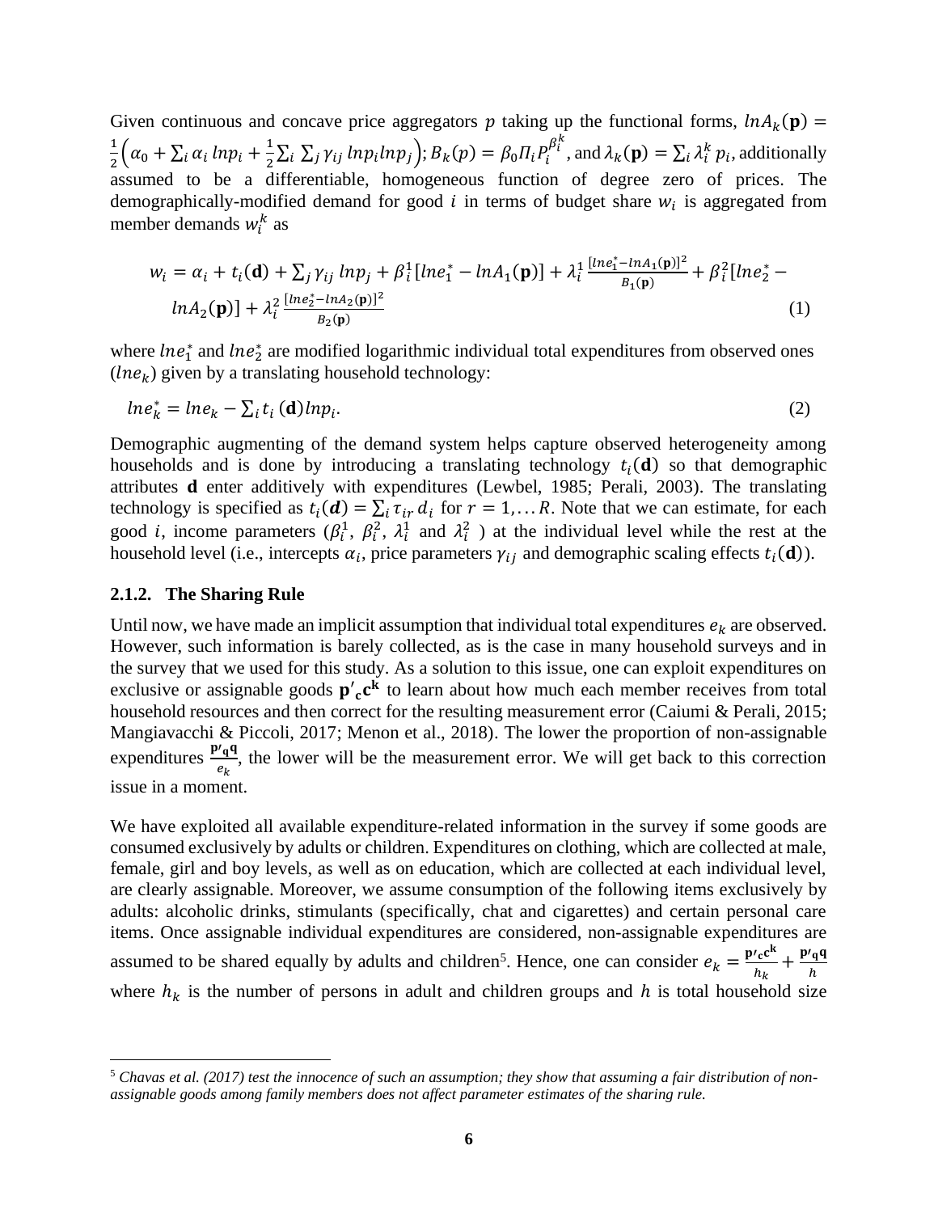Given continuous and concave price aggregators $p$ taking up the functional forms, $lnA_k(\mathbf{p}) = \frac{1}{2}\left(\alpha_0 + \sum_i \alpha_i \, lnp_i + \frac{1}{2}\sum_i \sum_j \gamma_{ij} \, lnp_i lnp_j\right)$; $B_k(p) = \beta_0 \Pi_i P_i^{\beta_i^k}$, and $\lambda_k(\mathbf{p}) = \sum_i \lambda_i^k \, p_i$, additionally assumed to be a differentiable, homogeneous function of degree zero of prices. The demographically-modified demand for good $i$ in terms of budget share $w_i$ is aggregated from member demands $w_i^k$ as

$$w_i = \alpha_i + t_i(\mathbf{d}) + \sum_j \gamma_{ij} \, lnp_j + \beta_i^1[lne_1^* - lnA_1(\mathbf{p})] + \lambda_i^1 \frac{[lne_1^* - lnA_1(\mathbf{p})]^2}{B_1(\mathbf{p})} + \beta_i^2[lne_2^* - lnA_2(\mathbf{p})] + \lambda_i^2 \frac{[lne_2^* - lnA_2(\mathbf{p})]^2}{B_2(\mathbf{p})} \tag{1}$$

where $lne_1^*$ and $lne_2^*$ are modified logarithmic individual total expenditures from observed ones ($lne_k$) given by a translating household technology:

$$lne_k^* = lne_k - \sum_i t_i \, (\mathbf{d}) lnp_i. \tag{2}$$

Demographic augmenting of the demand system helps capture observed heterogeneity among households and is done by introducing a translating technology $t_i(\mathbf{d})$ so that demographic attributes $\mathbf{d}$ enter additively with expenditures (Lewbel, 1985; Perali, 2003). The translating technology is specified as $t_i(\boldsymbol{d}) = \sum_i \tau_{ir} \, d_i$ for $r = 1, \ldots R$. Note that we can estimate, for each good $i$, income parameters ($\beta_i^1$, $\beta_i^2$, $\lambda_i^1$ and $\lambda_i^2$ ) at the individual level while the rest at the household level (i.e., intercepts $\alpha_i$, price parameters $\gamma_{ij}$ and demographic scaling effects $t_i(\mathbf{d})$).

### 2.1.2. The Sharing Rule

Until now, we have made an implicit assumption that individual total expenditures $e_k$ are observed. However, such information is barely collected, as is the case in many household surveys and in the survey that we used for this study. As a solution to this issue, one can exploit expenditures on exclusive or assignable goods $\mathbf{p'}_\mathbf{c}\mathbf{c^k}$ to learn about how much each member receives from total household resources and then correct for the resulting measurement error (Caiumi & Perali, 2015; Mangiavacchi & Piccoli, 2017; Menon et al., 2018). The lower the proportion of non-assignable expenditures $\frac{\mathbf{p'_q q}}{e_k}$, the lower will be the measurement error. We will get back to this correction issue in a moment.

We have exploited all available expenditure-related information in the survey if some goods are consumed exclusively by adults or children. Expenditures on clothing, which are collected at male, female, girl and boy levels, as well as on education, which are collected at each individual level, are clearly assignable. Moreover, we assume consumption of the following items exclusively by adults: alcoholic drinks, stimulants (specifically, chat and cigarettes) and certain personal care items. Once assignable individual expenditures are considered, non-assignable expenditures are assumed to be shared equally by adults and children[5]. Hence, one can consider $e_k = \frac{\mathbf{p'_c c^k}}{h_k} + \frac{\mathbf{p'_q q}}{h}$ where $h_k$ is the number of persons in adult and children groups and $h$ is total household size

---

[5] *Chavas et al. (2017) test the innocence of such an assumption; they show that assuming a fair distribution of non-assignable goods among family members does not affect parameter estimates of the sharing rule.*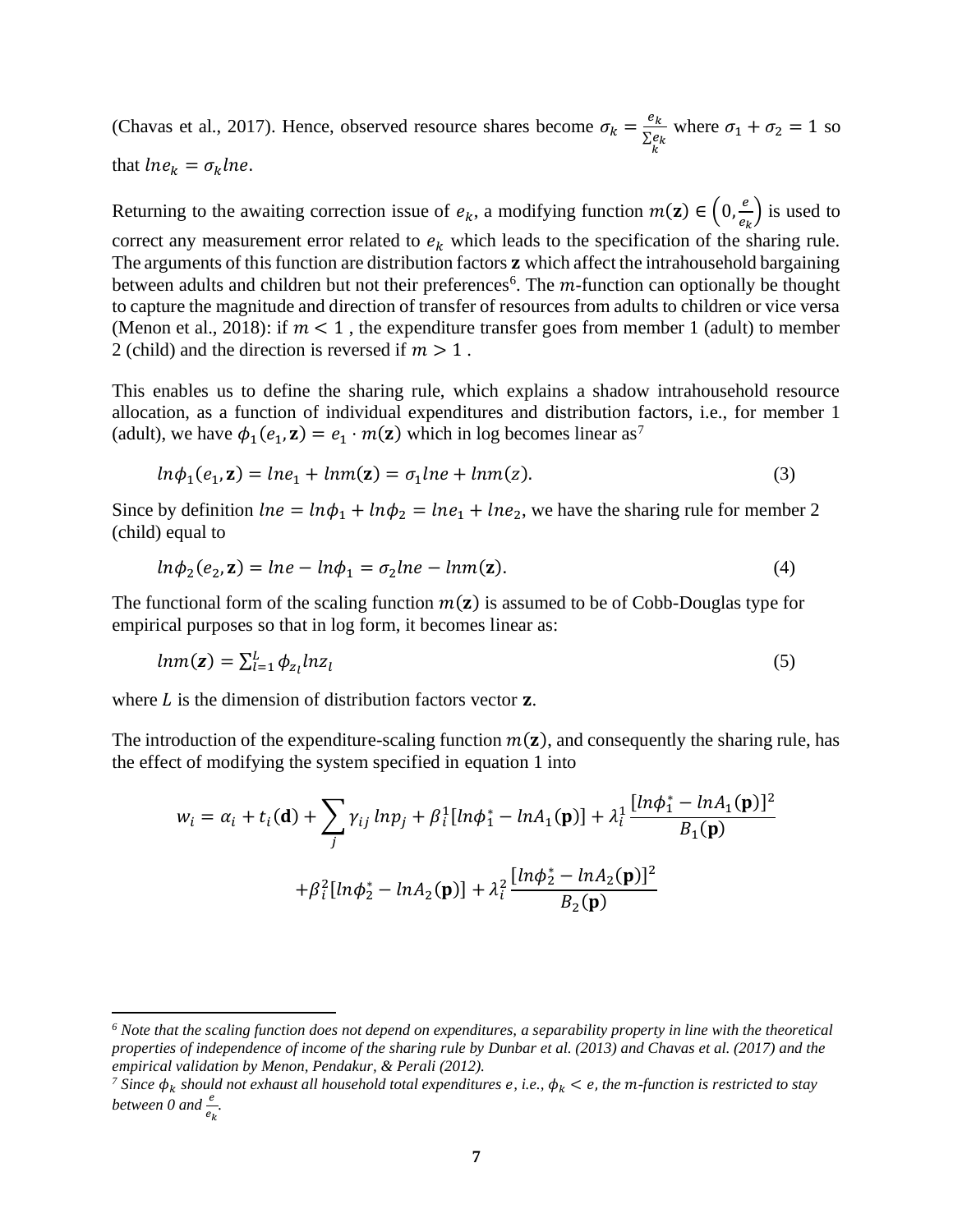(Chavas et al., 2017). Hence, observed resource shares become $\sigma_k = \frac{e_k}{\sum_k e_k}$ where $\sigma_1 + \sigma_2 = 1$ so that $lne_k = \sigma_k lne$.

Returning to the awaiting correction issue of $e_k$, a modifying function $m(\mathbf{z}) \in \left(0, \frac{e}{e_k}\right)$ is used to correct any measurement error related to $e_k$ which leads to the specification of the sharing rule. The arguments of this function are distribution factors $\mathbf{z}$ which affect the intrahousehold bargaining between adults and children but not their preferences[6]. The $m$-function can optionally be thought to capture the magnitude and direction of transfer of resources from adults to children or vice versa (Menon et al., 2018): if $m < 1$ , the expenditure transfer goes from member 1 (adult) to member 2 (child) and the direction is reversed if $m > 1$ .

This enables us to define the sharing rule, which explains a shadow intrahousehold resource allocation, as a function of individual expenditures and distribution factors, i.e., for member 1 (adult), we have $\phi_1(e_1, \mathbf{z}) = e_1 \cdot m(\mathbf{z})$ which in log becomes linear as[7]

$$ln\phi_1(e_1, \mathbf{z}) = lne_1 + lnm(\mathbf{z}) = \sigma_1 lne + lnm(z). \quad (3)$$

Since by definition $lne = ln\phi_1 + ln\phi_2 = lne_1 + lne_2$, we have the sharing rule for member 2 (child) equal to

$$ln\phi_2(e_2, \mathbf{z}) = lne - ln\phi_1 = \sigma_2 lne - lnm(\mathbf{z}). \quad (4)$$

The functional form of the scaling function $m(\mathbf{z})$ is assumed to be of Cobb-Douglas type for empirical purposes so that in log form, it becomes linear as:

$$lnm(\mathbf{z}) = \sum_{l=1}^{L} \phi_{z_l} lnz_l \quad (5)$$

where $L$ is the dimension of distribution factors vector $\mathbf{z}$.

The introduction of the expenditure-scaling function $m(\mathbf{z})$, and consequently the sharing rule, has the effect of modifying the system specified in equation 1 into

$$w_i = \alpha_i + t_i(\mathbf{d}) + \sum_j \gamma_{ij} \, lnp_j + \beta_i^1[ln\phi_1^* - lnA_1(\mathbf{p})] + \lambda_i^1 \frac{[ln\phi_1^* - lnA_1(\mathbf{p})]^2}{B_1(\mathbf{p})}$$

$$+\beta_i^2[ln\phi_2^* - lnA_2(\mathbf{p})] + \lambda_i^2 \frac{[ln\phi_2^* - lnA_2(\mathbf{p})]^2}{B_2(\mathbf{p})}$$

---

[6] *Note that the scaling function does not depend on expenditures, a separability property in line with the theoretical properties of independence of income of the sharing rule by Dunbar et al. (2013) and Chavas et al. (2017) and the empirical validation by Menon, Pendakur, & Perali (2012).*

[7] *Since $\phi_k$ should not exhaust all household total expenditures $e$, i.e., $\phi_k < e$, the m-function is restricted to stay between 0 and $\frac{e}{e_k}$.*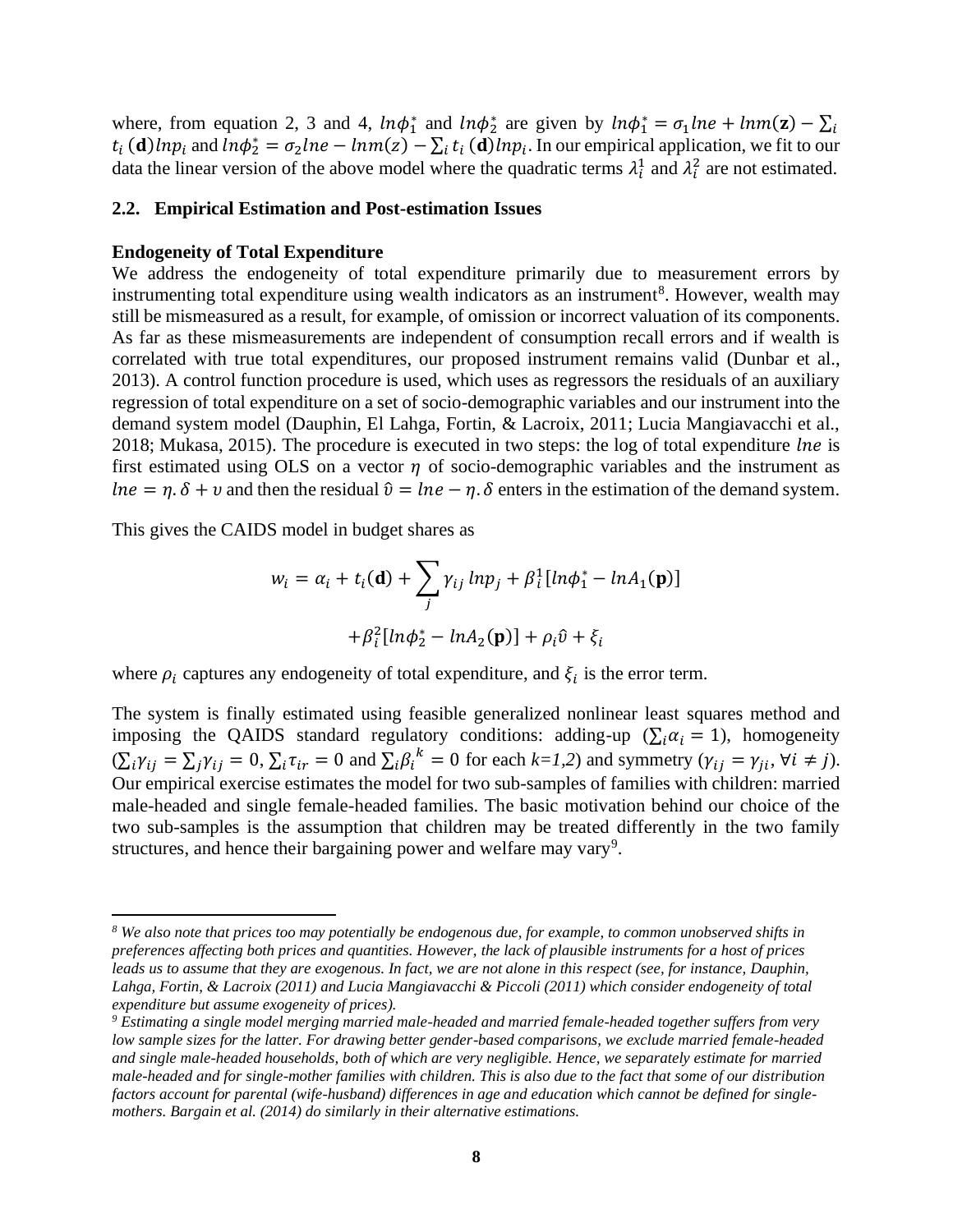where, from equation 2, 3 and 4, $ln\phi_1^*$ and $ln\phi_2^*$ are given by $ln\phi_1^* = \sigma_1 lne + lnm(\mathbf{z}) - \sum_i t_i(\mathbf{d})lnp_i$ and $ln\phi_2^* = \sigma_2 lne - lnm(z) - \sum_i t_i(\mathbf{d})lnp_i$. In our empirical application, we fit to our data the linear version of the above model where the quadratic terms $\lambda_i^1$ and $\lambda_i^2$ are not estimated.

## 2.2. Empirical Estimation and Post-estimation Issues

**Endogeneity of Total Expenditure**

We address the endogeneity of total expenditure primarily due to measurement errors by instrumenting total expenditure using wealth indicators as an instrument[8]. However, wealth may still be mismeasured as a result, for example, of omission or incorrect valuation of its components. As far as these mismeasurements are independent of consumption recall errors and if wealth is correlated with true total expenditures, our proposed instrument remains valid (Dunbar et al., 2013). A control function procedure is used, which uses as regressors the residuals of an auxiliary regression of total expenditure on a set of socio-demographic variables and our instrument into the demand system model (Dauphin, El Lahga, Fortin, & Lacroix, 2011; Lucia Mangiavacchi et al., 2018; Mukasa, 2015). The procedure is executed in two steps: the log of total expenditure $lne$ is first estimated using OLS on a vector $\eta$ of socio-demographic variables and the instrument as $lne = \eta.\delta + v$ and then the residual $\hat{v} = lne - \eta.\delta$ enters in the estimation of the demand system.

This gives the CAIDS model in budget shares as

$$w_i = \alpha_i + t_i(\mathbf{d}) + \sum_j \gamma_{ij}\, lnp_j + \beta_i^1[ln\phi_1^* - lnA_1(\mathbf{p})]$$

$$+\beta_i^2[ln\phi_2^* - lnA_2(\mathbf{p})] + \rho_i\hat{v} + \xi_i$$

where $\rho_i$ captures any endogeneity of total expenditure, and $\xi_i$ is the error term.

The system is finally estimated using feasible generalized nonlinear least squares method and imposing the QAIDS standard regulatory conditions: adding-up ($\sum_i \alpha_i = 1$), homogeneity ($\sum_i \gamma_{ij} = \sum_j \gamma_{ij} = 0$, $\sum_i \tau_{ir} = 0$ and $\sum_i {\beta_i}^k = 0$ for each *k=1,2*) and symmetry ($\gamma_{ij} = \gamma_{ji}, \forall i \neq j$). Our empirical exercise estimates the model for two sub-samples of families with children: married male-headed and single female-headed families. The basic motivation behind our choice of the two sub-samples is the assumption that children may be treated differently in the two family structures, and hence their bargaining power and welfare may vary[9].

---

*[8] We also note that prices too may potentially be endogenous due, for example, to common unobserved shifts in preferences affecting both prices and quantities. However, the lack of plausible instruments for a host of prices leads us to assume that they are exogenous. In fact, we are not alone in this respect (see, for instance, Dauphin, Lahga, Fortin, & Lacroix (2011) and Lucia Mangiavacchi & Piccoli (2011) which consider endogeneity of total expenditure but assume exogeneity of prices).*

*[9] Estimating a single model merging married male-headed and married female-headed together suffers from very low sample sizes for the latter. For drawing better gender-based comparisons, we exclude married female-headed and single male-headed households, both of which are very negligible. Hence, we separately estimate for married male-headed and for single-mother families with children. This is also due to the fact that some of our distribution factors account for parental (wife-husband) differences in age and education which cannot be defined for single-mothers. Bargain et al. (2014) do similarly in their alternative estimations.*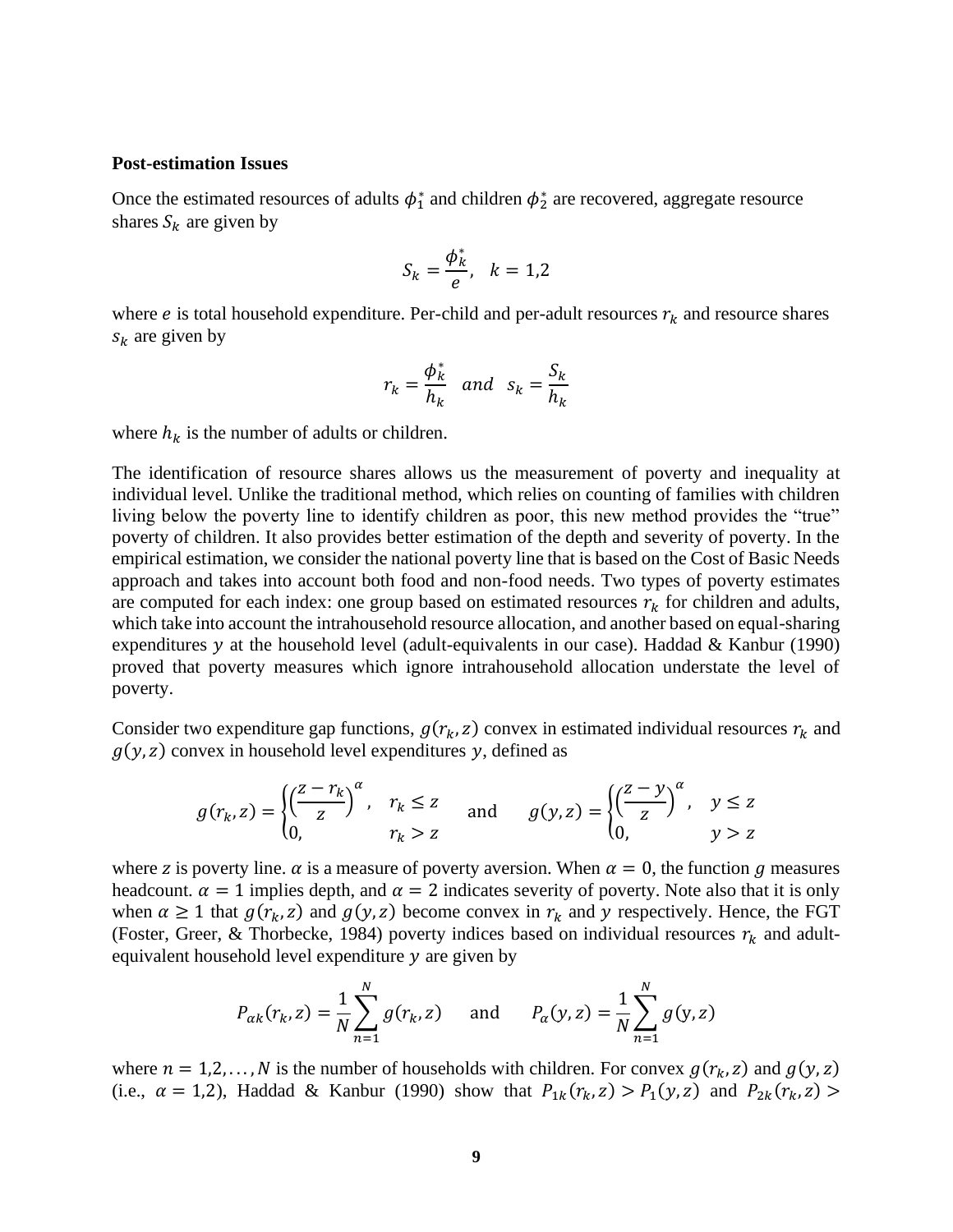**Post-estimation Issues**

Once the estimated resources of adults $\phi_1^*$ and children $\phi_2^*$ are recovered, aggregate resource shares $S_k$ are given by

$$S_k = \frac{\phi_k^*}{e}, \quad k = 1,2$$

where $e$ is total household expenditure. Per-child and per-adult resources $r_k$ and resource shares $s_k$ are given by

$$r_k = \frac{\phi_k^*}{h_k} \quad and \quad s_k = \frac{S_k}{h_k}$$

where $h_k$ is the number of adults or children.

The identification of resource shares allows us the measurement of poverty and inequality at individual level. Unlike the traditional method, which relies on counting of families with children living below the poverty line to identify children as poor, this new method provides the "true" poverty of children. It also provides better estimation of the depth and severity of poverty. In the empirical estimation, we consider the national poverty line that is based on the Cost of Basic Needs approach and takes into account both food and non-food needs. Two types of poverty estimates are computed for each index: one group based on estimated resources $r_k$ for children and adults, which take into account the intrahousehold resource allocation, and another based on equal-sharing expenditures $y$ at the household level (adult-equivalents in our case). Haddad & Kanbur (1990) proved that poverty measures which ignore intrahousehold allocation understate the level of poverty.

Consider two expenditure gap functions, $g(r_k, z)$ convex in estimated individual resources $r_k$ and $g(y, z)$ convex in household level expenditures $y$, defined as

$$g(r_k, z) = \begin{cases} \left(\frac{z - r_k}{z}\right)^\alpha, & r_k \le z \\ 0, & r_k > z \end{cases} \quad \text{and} \quad g(y, z) = \begin{cases} \left(\frac{z - y}{z}\right)^\alpha, & y \le z \\ 0, & y > z \end{cases}$$

where $z$ is poverty line. $\alpha$ is a measure of poverty aversion. When $\alpha = 0$, the function $g$ measures headcount. $\alpha = 1$ implies depth, and $\alpha = 2$ indicates severity of poverty. Note also that it is only when $\alpha \ge 1$ that $g(r_k, z)$ and $g(y, z)$ become convex in $r_k$ and $y$ respectively. Hence, the FGT (Foster, Greer, & Thorbecke, 1984) poverty indices based on individual resources $r_k$ and adult-equivalent household level expenditure $y$ are given by

$$P_{\alpha k}(r_k, z) = \frac{1}{N}\sum_{n=1}^{N} g(r_k, z) \quad \text{and} \quad P_\alpha(y, z) = \frac{1}{N}\sum_{n=1}^{N} g(\text{y}, z)$$

where $n = 1,2, \ldots, N$ is the number of households with children. For convex $g(r_k, z)$ and $g(y, z)$ (i.e., $\alpha = 1,2$), Haddad & Kanbur (1990) show that $P_{1k}(r_k, z) > P_1(y, z)$ and $P_{2k}(r_k, z) >$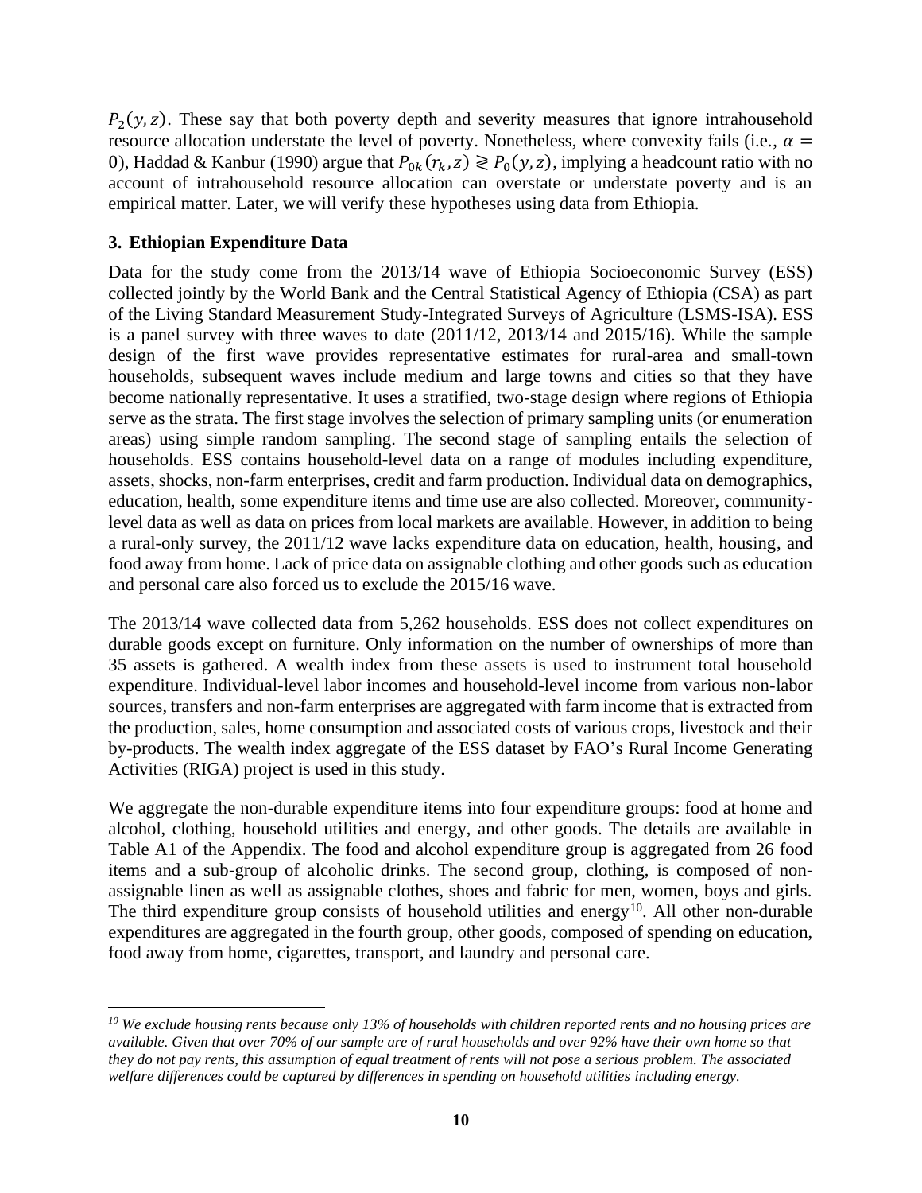$P_2(y,z)$. These say that both poverty depth and severity measures that ignore intrahousehold resource allocation understate the level of poverty. Nonetheless, where convexity fails (i.e., $\alpha = 0$), Haddad & Kanbur (1990) argue that $P_{0k}(r_k, z) \gtrless P_0(y,z)$, implying a headcount ratio with no account of intrahousehold resource allocation can overstate or understate poverty and is an empirical matter. Later, we will verify these hypotheses using data from Ethiopia.

## 3. Ethiopian Expenditure Data

Data for the study come from the 2013/14 wave of Ethiopia Socioeconomic Survey (ESS) collected jointly by the World Bank and the Central Statistical Agency of Ethiopia (CSA) as part of the Living Standard Measurement Study-Integrated Surveys of Agriculture (LSMS-ISA). ESS is a panel survey with three waves to date (2011/12, 2013/14 and 2015/16). While the sample design of the first wave provides representative estimates for rural-area and small-town households, subsequent waves include medium and large towns and cities so that they have become nationally representative. It uses a stratified, two-stage design where regions of Ethiopia serve as the strata. The first stage involves the selection of primary sampling units (or enumeration areas) using simple random sampling. The second stage of sampling entails the selection of households. ESS contains household-level data on a range of modules including expenditure, assets, shocks, non-farm enterprises, credit and farm production. Individual data on demographics, education, health, some expenditure items and time use are also collected. Moreover, community-level data as well as data on prices from local markets are available. However, in addition to being a rural-only survey, the 2011/12 wave lacks expenditure data on education, health, housing, and food away from home. Lack of price data on assignable clothing and other goods such as education and personal care also forced us to exclude the 2015/16 wave.

The 2013/14 wave collected data from 5,262 households. ESS does not collect expenditures on durable goods except on furniture. Only information on the number of ownerships of more than 35 assets is gathered. A wealth index from these assets is used to instrument total household expenditure. Individual-level labor incomes and household-level income from various non-labor sources, transfers and non-farm enterprises are aggregated with farm income that is extracted from the production, sales, home consumption and associated costs of various crops, livestock and their by-products. The wealth index aggregate of the ESS dataset by FAO's Rural Income Generating Activities (RIGA) project is used in this study.

We aggregate the non-durable expenditure items into four expenditure groups: food at home and alcohol, clothing, household utilities and energy, and other goods. The details are available in Table A1 of the Appendix. The food and alcohol expenditure group is aggregated from 26 food items and a sub-group of alcoholic drinks. The second group, clothing, is composed of non-assignable linen as well as assignable clothes, shoes and fabric for men, women, boys and girls. The third expenditure group consists of household utilities and energy[10]. All other non-durable expenditures are aggregated in the fourth group, other goods, composed of spending on education, food away from home, cigarettes, transport, and laundry and personal care.

---

*[10] We exclude housing rents because only 13% of households with children reported rents and no housing prices are available. Given that over 70% of our sample are of rural households and over 92% have their own home so that they do not pay rents, this assumption of equal treatment of rents will not pose a serious problem. The associated welfare differences could be captured by differences in spending on household utilities including energy.*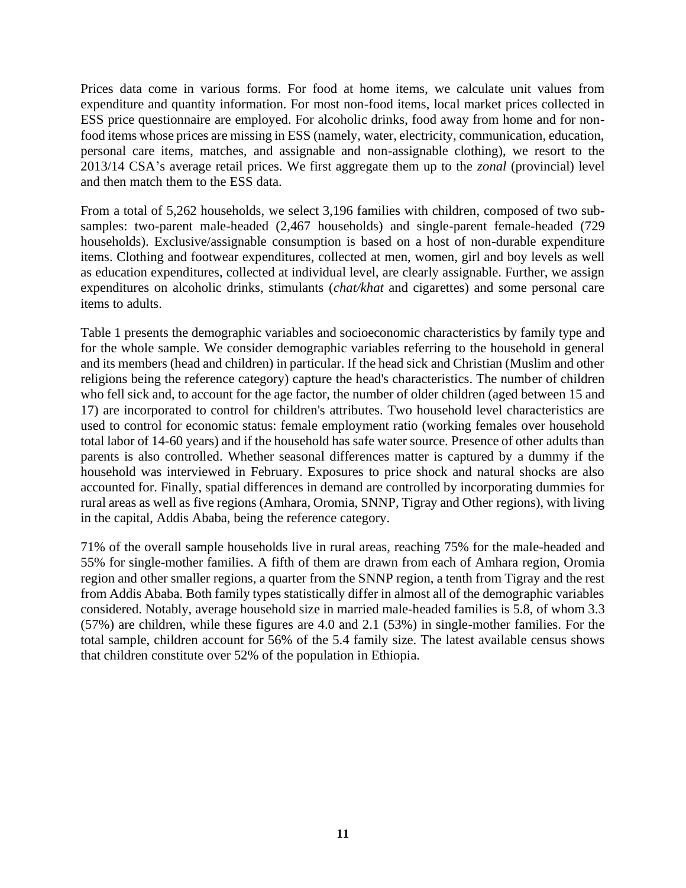Prices data come in various forms. For food at home items, we calculate unit values from expenditure and quantity information. For most non-food items, local market prices collected in ESS price questionnaire are employed. For alcoholic drinks, food away from home and for non-food items whose prices are missing in ESS (namely, water, electricity, communication, education, personal care items, matches, and assignable and non-assignable clothing), we resort to the 2013/14 CSA's average retail prices. We first aggregate them up to the *zonal* (provincial) level and then match them to the ESS data.

From a total of 5,262 households, we select 3,196 families with children, composed of two sub-samples: two-parent male-headed (2,467 households) and single-parent female-headed (729 households). Exclusive/assignable consumption is based on a host of non-durable expenditure items. Clothing and footwear expenditures, collected at men, women, girl and boy levels as well as education expenditures, collected at individual level, are clearly assignable. Further, we assign expenditures on alcoholic drinks, stimulants (*chat/khat* and cigarettes) and some personal care items to adults.

Table 1 presents the demographic variables and socioeconomic characteristics by family type and for the whole sample. We consider demographic variables referring to the household in general and its members (head and children) in particular. If the head sick and Christian (Muslim and other religions being the reference category) capture the head's characteristics. The number of children who fell sick and, to account for the age factor, the number of older children (aged between 15 and 17) are incorporated to control for children's attributes. Two household level characteristics are used to control for economic status: female employment ratio (working females over household total labor of 14-60 years) and if the household has safe water source. Presence of other adults than parents is also controlled. Whether seasonal differences matter is captured by a dummy if the household was interviewed in February. Exposures to price shock and natural shocks are also accounted for. Finally, spatial differences in demand are controlled by incorporating dummies for rural areas as well as five regions (Amhara, Oromia, SNNP, Tigray and Other regions), with living in the capital, Addis Ababa, being the reference category.

71% of the overall sample households live in rural areas, reaching 75% for the male-headed and 55% for single-mother families. A fifth of them are drawn from each of Amhara region, Oromia region and other smaller regions, a quarter from the SNNP region, a tenth from Tigray and the rest from Addis Ababa. Both family types statistically differ in almost all of the demographic variables considered. Notably, average household size in married male-headed families is 5.8, of whom 3.3 (57%) are children, while these figures are 4.0 and 2.1 (53%) in single-mother families. For the total sample, children account for 56% of the 5.4 family size. The latest available census shows that children constitute over 52% of the population in Ethiopia.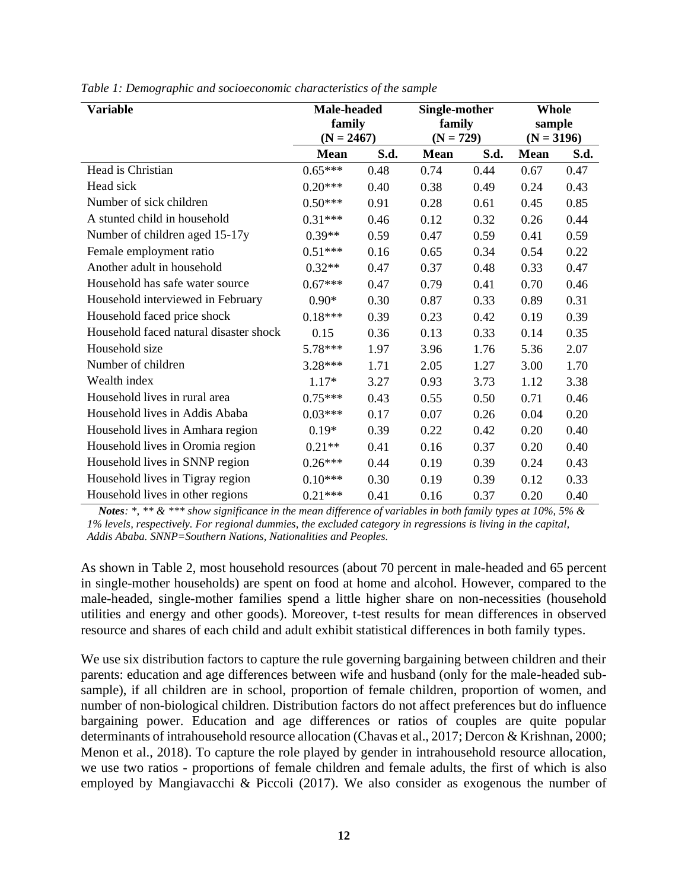*Table 1: Demographic and socioeconomic characteristics of the sample*

| Variable | Male-headed family (N = 2467) | | Single-mother family (N = 729) | | Whole sample (N = 3196) | |
|---|---|---|---|---|---|---|
| | **Mean** | **S.d.** | **Mean** | **S.d.** | **Mean** | **S.d.** |
| Head is Christian | 0.65*** | 0.48 | 0.74 | 0.44 | 0.67 | 0.47 |
| Head sick | 0.20*** | 0.40 | 0.38 | 0.49 | 0.24 | 0.43 |
| Number of sick children | 0.50*** | 0.91 | 0.28 | 0.61 | 0.45 | 0.85 |
| A stunted child in household | 0.31*** | 0.46 | 0.12 | 0.32 | 0.26 | 0.44 |
| Number of children aged 15-17y | 0.39** | 0.59 | 0.47 | 0.59 | 0.41 | 0.59 |
| Female employment ratio | 0.51*** | 0.16 | 0.65 | 0.34 | 0.54 | 0.22 |
| Another adult in household | 0.32** | 0.47 | 0.37 | 0.48 | 0.33 | 0.47 |
| Household has safe water source | 0.67*** | 0.47 | 0.79 | 0.41 | 0.70 | 0.46 |
| Household interviewed in February | 0.90* | 0.30 | 0.87 | 0.33 | 0.89 | 0.31 |
| Household faced price shock | 0.18*** | 0.39 | 0.23 | 0.42 | 0.19 | 0.39 |
| Household faced natural disaster shock | 0.15 | 0.36 | 0.13 | 0.33 | 0.14 | 0.35 |
| Household size | 5.78*** | 1.97 | 3.96 | 1.76 | 5.36 | 2.07 |
| Number of children | 3.28*** | 1.71 | 2.05 | 1.27 | 3.00 | 1.70 |
| Wealth index | 1.17* | 3.27 | 0.93 | 3.73 | 1.12 | 3.38 |
| Household lives in rural area | 0.75*** | 0.43 | 0.55 | 0.50 | 0.71 | 0.46 |
| Household lives in Addis Ababa | 0.03*** | 0.17 | 0.07 | 0.26 | 0.04 | 0.20 |
| Household lives in Amhara region | 0.19* | 0.39 | 0.22 | 0.42 | 0.20 | 0.40 |
| Household lives in Oromia region | 0.21** | 0.41 | 0.16 | 0.37 | 0.20 | 0.40 |
| Household lives in SNNP region | 0.26*** | 0.44 | 0.19 | 0.39 | 0.24 | 0.43 |
| Household lives in Tigray region | 0.10*** | 0.30 | 0.19 | 0.39 | 0.12 | 0.33 |
| Household lives in other regions | 0.21*** | 0.41 | 0.16 | 0.37 | 0.20 | 0.40 |

***Notes****: *, ** & *** show significance in the mean difference of variables in both family types at 10%, 5% & 1% levels, respectively. For regional dummies, the excluded category in regressions is living in the capital, Addis Ababa. SNNP=Southern Nations, Nationalities and Peoples.*

As shown in Table 2, most household resources (about 70 percent in male-headed and 65 percent in single-mother households) are spent on food at home and alcohol. However, compared to the male-headed, single-mother families spend a little higher share on non-necessities (household utilities and energy and other goods). Moreover, t-test results for mean differences in observed resource and shares of each child and adult exhibit statistical differences in both family types.

We use six distribution factors to capture the rule governing bargaining between children and their parents: education and age differences between wife and husband (only for the male-headed sub-sample), if all children are in school, proportion of female children, proportion of women, and number of non-biological children. Distribution factors do not affect preferences but do influence bargaining power. Education and age differences or ratios of couples are quite popular determinants of intrahousehold resource allocation (Chavas et al., 2017; Dercon & Krishnan, 2000; Menon et al., 2018). To capture the role played by gender in intrahousehold resource allocation, we use two ratios - proportions of female children and female adults, the first of which is also employed by Mangiavacchi & Piccoli (2017). We also consider as exogenous the number of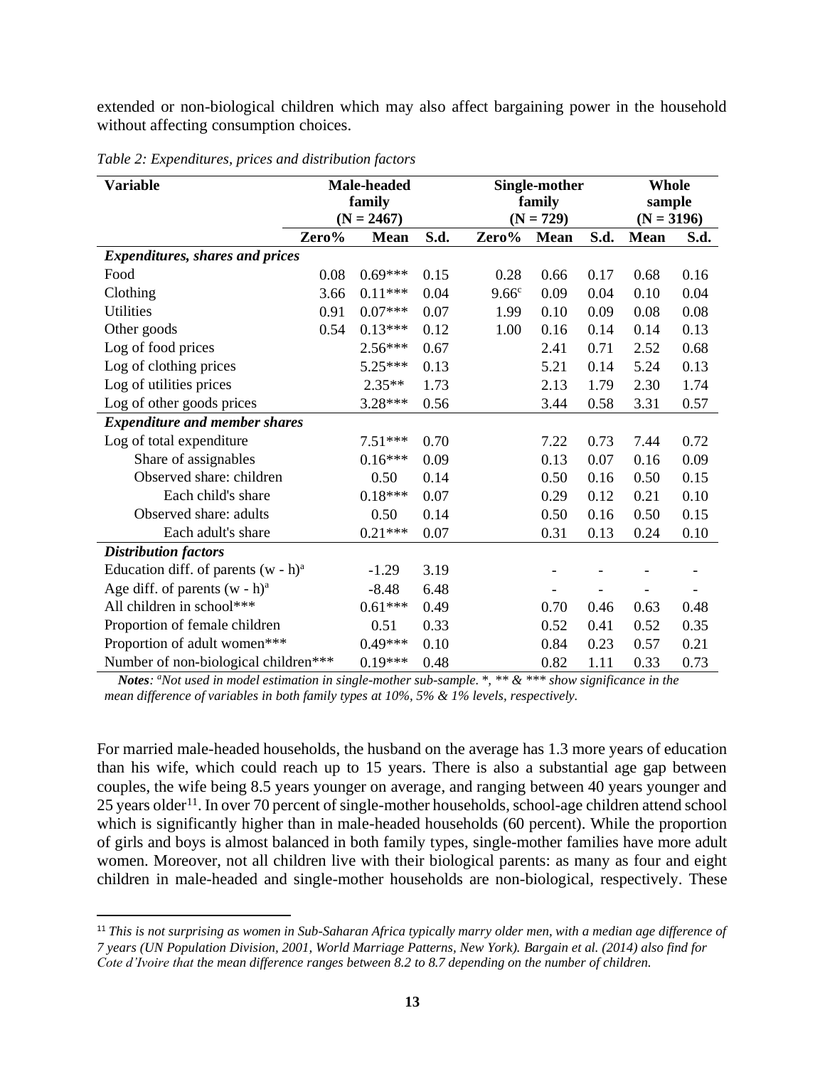extended or non-biological children which may also affect bargaining power in the household without affecting consumption choices.

*Table 2: Expenditures, prices and distribution factors*

| Variable | Male-headed family (N = 2467) | | | Single-mother family (N = 729) | | | Whole sample (N = 3196) | |
|---|---|---|---|---|---|---|---|---|
| | Zero% | Mean | S.d. | Zero% | Mean | S.d. | Mean | S.d. |
| ***Expenditures, shares and prices*** | | | | | | | | |
| Food | 0.08 | 0.69*** | 0.15 | 0.28 | 0.66 | 0.17 | 0.68 | 0.16 |
| Clothing | 3.66 | 0.11*** | 0.04 | 9.66[c] | 0.09 | 0.04 | 0.10 | 0.04 |
| Utilities | 0.91 | 0.07*** | 0.07 | 1.99 | 0.10 | 0.09 | 0.08 | 0.08 |
| Other goods | 0.54 | 0.13*** | 0.12 | 1.00 | 0.16 | 0.14 | 0.14 | 0.13 |
| Log of food prices | | 2.56*** | 0.67 | | 2.41 | 0.71 | 2.52 | 0.68 |
| Log of clothing prices | | 5.25*** | 0.13 | | 5.21 | 0.14 | 5.24 | 0.13 |
| Log of utilities prices | | 2.35** | 1.73 | | 2.13 | 1.79 | 2.30 | 1.74 |
| Log of other goods prices | | 3.28*** | 0.56 | | 3.44 | 0.58 | 3.31 | 0.57 |
| ***Expenditure and member shares*** | | | | | | | | |
| Log of total expenditure | | 7.51*** | 0.70 | | 7.22 | 0.73 | 7.44 | 0.72 |
| Share of assignables | | 0.16*** | 0.09 | | 0.13 | 0.07 | 0.16 | 0.09 |
| Observed share: children | | 0.50 | 0.14 | | 0.50 | 0.16 | 0.50 | 0.15 |
| Each child's share | | 0.18*** | 0.07 | | 0.29 | 0.12 | 0.21 | 0.10 |
| Observed share: adults | | 0.50 | 0.14 | | 0.50 | 0.16 | 0.50 | 0.15 |
| Each adult's share | | 0.21*** | 0.07 | | 0.31 | 0.13 | 0.24 | 0.10 |
| ***Distribution factors*** | | | | | | | | |
| Education diff. of parents (w - h)[a] | | -1.29 | 3.19 | | - | - | - | - |
| Age diff. of parents (w - h)[a] | | -8.48 | 6.48 | | - | - | - | - |
| All children in school*** | | 0.61*** | 0.49 | | 0.70 | 0.46 | 0.63 | 0.48 |
| Proportion of female children | | 0.51 | 0.33 | | 0.52 | 0.41 | 0.52 | 0.35 |
| Proportion of adult women*** | | 0.49*** | 0.10 | | 0.84 | 0.23 | 0.57 | 0.21 |
| Number of non-biological children*** | | 0.19*** | 0.48 | | 0.82 | 1.11 | 0.33 | 0.73 |

***Notes**: [a]Not used in model estimation in single-mother sub-sample. *, ** & *** show significance in the mean difference of variables in both family types at 10%, 5% & 1% levels, respectively.*

For married male-headed households, the husband on the average has 1.3 more years of education than his wife, which could reach up to 15 years. There is also a substantial age gap between couples, the wife being 8.5 years younger on average, and ranging between 40 years younger and 25 years older[11]. In over 70 percent of single-mother households, school-age children attend school which is significantly higher than in male-headed households (60 percent). While the proportion of girls and boys is almost balanced in both family types, single-mother families have more adult women. Moreover, not all children live with their biological parents: as many as four and eight children in male-headed and single-mother households are non-biological, respectively. These

[11] *This is not surprising as women in Sub-Saharan Africa typically marry older men, with a median age difference of 7 years (UN Population Division, 2001, World Marriage Patterns, New York). Bargain et al. (2014) also find for Cote d'Ivoire that the mean difference ranges between 8.2 to 8.7 depending on the number of children.*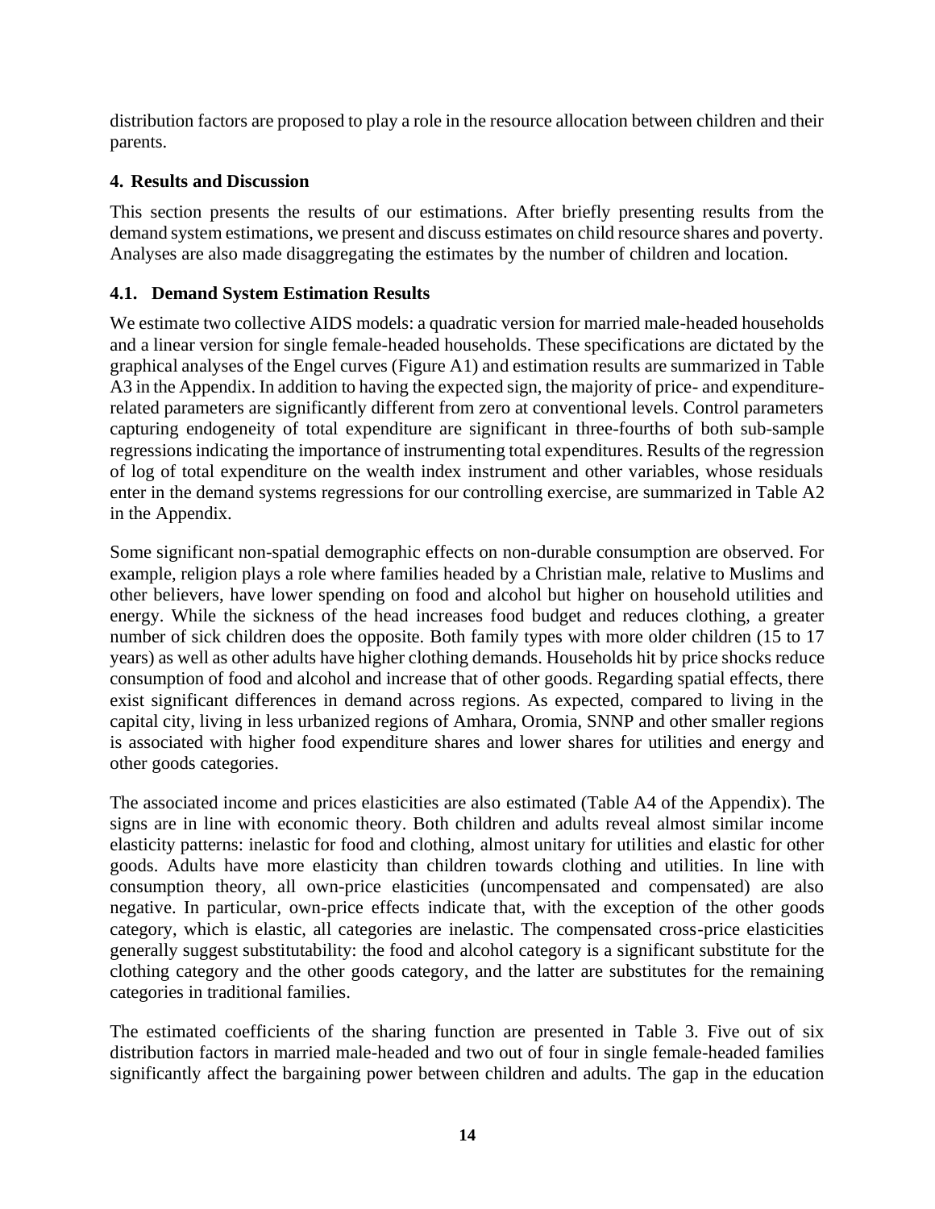distribution factors are proposed to play a role in the resource allocation between children and their parents.

## 4. Results and Discussion

This section presents the results of our estimations. After briefly presenting results from the demand system estimations, we present and discuss estimates on child resource shares and poverty. Analyses are also made disaggregating the estimates by the number of children and location.

### 4.1. Demand System Estimation Results

We estimate two collective AIDS models: a quadratic version for married male-headed households and a linear version for single female-headed households. These specifications are dictated by the graphical analyses of the Engel curves (Figure A1) and estimation results are summarized in Table A3 in the Appendix. In addition to having the expected sign, the majority of price- and expenditure-related parameters are significantly different from zero at conventional levels. Control parameters capturing endogeneity of total expenditure are significant in three-fourths of both sub-sample regressions indicating the importance of instrumenting total expenditures. Results of the regression of log of total expenditure on the wealth index instrument and other variables, whose residuals enter in the demand systems regressions for our controlling exercise, are summarized in Table A2 in the Appendix.

Some significant non-spatial demographic effects on non-durable consumption are observed. For example, religion plays a role where families headed by a Christian male, relative to Muslims and other believers, have lower spending on food and alcohol but higher on household utilities and energy. While the sickness of the head increases food budget and reduces clothing, a greater number of sick children does the opposite. Both family types with more older children (15 to 17 years) as well as other adults have higher clothing demands. Households hit by price shocks reduce consumption of food and alcohol and increase that of other goods. Regarding spatial effects, there exist significant differences in demand across regions. As expected, compared to living in the capital city, living in less urbanized regions of Amhara, Oromia, SNNP and other smaller regions is associated with higher food expenditure shares and lower shares for utilities and energy and other goods categories.

The associated income and prices elasticities are also estimated (Table A4 of the Appendix). The signs are in line with economic theory. Both children and adults reveal almost similar income elasticity patterns: inelastic for food and clothing, almost unitary for utilities and elastic for other goods. Adults have more elasticity than children towards clothing and utilities. In line with consumption theory, all own-price elasticities (uncompensated and compensated) are also negative. In particular, own-price effects indicate that, with the exception of the other goods category, which is elastic, all categories are inelastic. The compensated cross-price elasticities generally suggest substitutability: the food and alcohol category is a significant substitute for the clothing category and the other goods category, and the latter are substitutes for the remaining categories in traditional families.

The estimated coefficients of the sharing function are presented in Table 3. Five out of six distribution factors in married male-headed and two out of four in single female-headed families significantly affect the bargaining power between children and adults. The gap in the education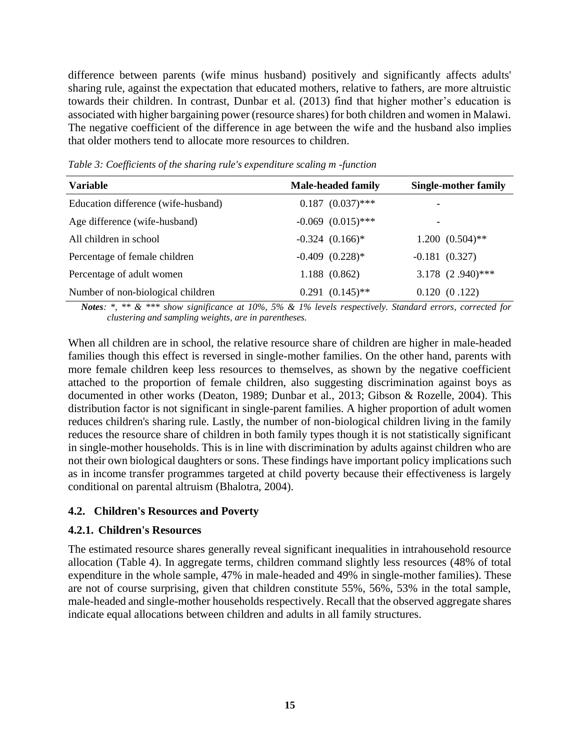difference between parents (wife minus husband) positively and significantly affects adults' sharing rule, against the expectation that educated mothers, relative to fathers, are more altruistic towards their children. In contrast, Dunbar et al. (2013) find that higher mother's education is associated with higher bargaining power (resource shares) for both children and women in Malawi. The negative coefficient of the difference in age between the wife and the husband also implies that older mothers tend to allocate more resources to children.

*Table 3: Coefficients of the sharing rule's expenditure scaling m -function*

| Variable | Male-headed family | Single-mother family |
|---|---|---|
| Education difference (wife-husband) | 0.187 (0.037)*** | - |
| Age difference (wife-husband) | -0.069 (0.015)*** | - |
| All children in school | -0.324 (0.166)* | 1.200 (0.504)** |
| Percentage of female children | -0.409 (0.228)* | -0.181 (0.327) |
| Percentage of adult women | 1.188 (0.862) | 3.178 (2 .940)*** |
| Number of non-biological children | 0.291 (0.145)** | 0.120 (0 .122) |

***Notes**: *, ** & *** show significance at 10%, 5% & 1% levels respectively. Standard errors, corrected for clustering and sampling weights, are in parentheses.*

When all children are in school, the relative resource share of children are higher in male-headed families though this effect is reversed in single-mother families. On the other hand, parents with more female children keep less resources to themselves, as shown by the negative coefficient attached to the proportion of female children, also suggesting discrimination against boys as documented in other works (Deaton, 1989; Dunbar et al., 2013; Gibson & Rozelle, 2004). This distribution factor is not significant in single-parent families. A higher proportion of adult women reduces children's sharing rule. Lastly, the number of non-biological children living in the family reduces the resource share of children in both family types though it is not statistically significant in single-mother households. This is in line with discrimination by adults against children who are not their own biological daughters or sons. These findings have important policy implications such as in income transfer programmes targeted at child poverty because their effectiveness is largely conditional on parental altruism (Bhalotra, 2004).

### 4.2. Children's Resources and Poverty

#### 4.2.1. Children's Resources

The estimated resource shares generally reveal significant inequalities in intrahousehold resource allocation (Table 4). In aggregate terms, children command slightly less resources (48% of total expenditure in the whole sample, 47% in male-headed and 49% in single-mother families). These are not of course surprising, given that children constitute 55%, 56%, 53% in the total sample, male-headed and single-mother households respectively. Recall that the observed aggregate shares indicate equal allocations between children and adults in all family structures.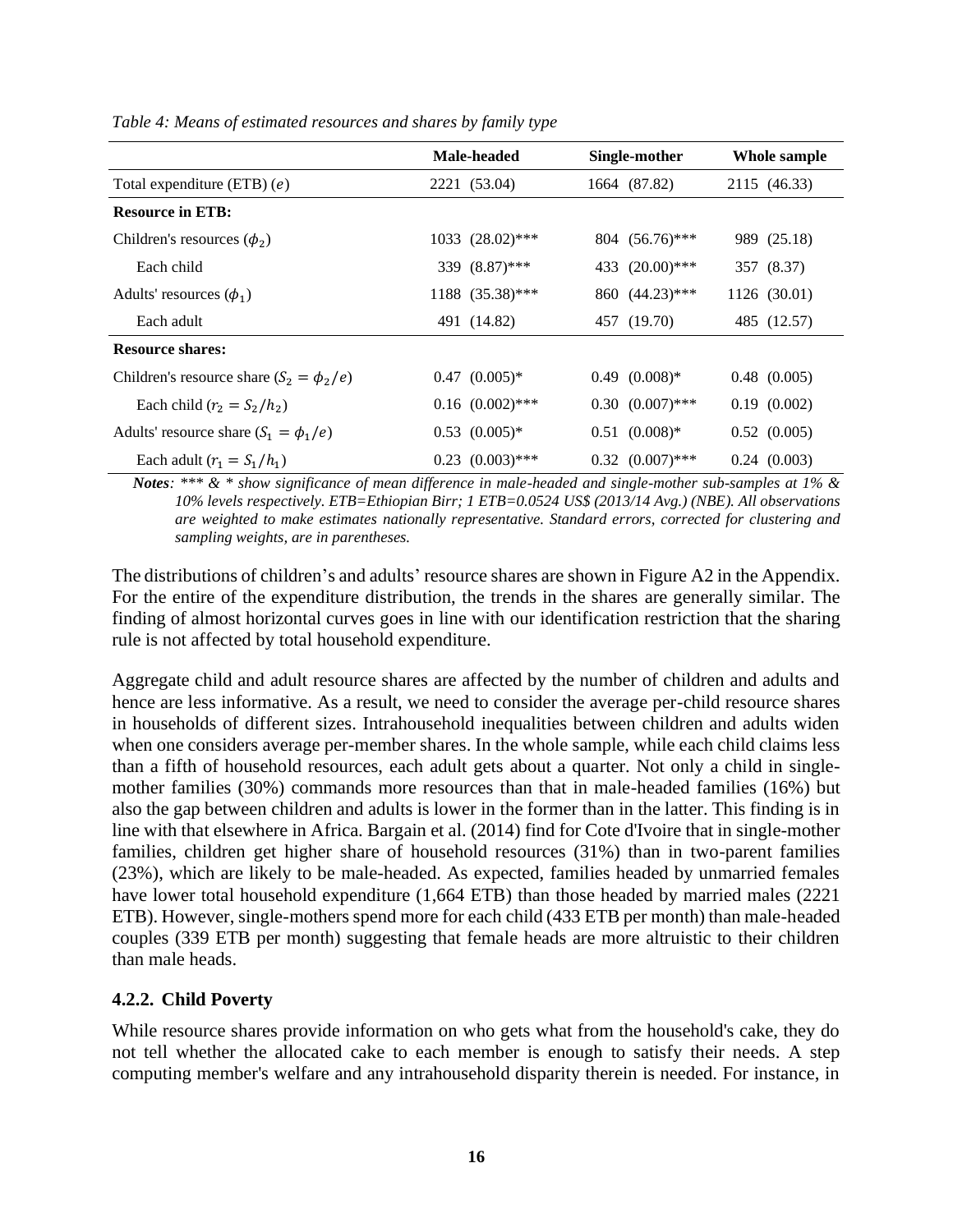*Table 4: Means of estimated resources and shares by family type*

| | Male-headed | Single-mother | Whole sample |
|---|---|---|---|
| Total expenditure (ETB) ($e$) | 2221 (53.04) | 1664 (87.82) | 2115 (46.33) |
| **Resource in ETB:** | | | |
| Children's resources ($\phi_2$) | 1033 (28.02)*** | 804 (56.76)*** | 989 (25.18) |
| Each child | 339 (8.87)*** | 433 (20.00)*** | 357 (8.37) |
| Adults' resources ($\phi_1$) | 1188 (35.38)*** | 860 (44.23)*** | 1126 (30.01) |
| Each adult | 491 (14.82) | 457 (19.70) | 485 (12.57) |
| **Resource shares:** | | | |
| Children's resource share ($S_2 = \phi_2/e$) | 0.47 (0.005)* | 0.49 (0.008)* | 0.48 (0.005) |
| Each child ($r_2 = S_2/h_2$) | 0.16 (0.002)*** | 0.30 (0.007)*** | 0.19 (0.002) |
| Adults' resource share ($S_1 = \phi_1/e$) | 0.53 (0.005)* | 0.51 (0.008)* | 0.52 (0.005) |
| Each adult ($r_1 = S_1/h_1$) | 0.23 (0.003)*** | 0.32 (0.007)*** | 0.24 (0.003) |

***Notes**: *** & * show significance of mean difference in male-headed and single-mother sub-samples at 1% & 10% levels respectively. ETB=Ethiopian Birr; 1 ETB=0.0524 US$ (2013/14 Avg.) (NBE). All observations are weighted to make estimates nationally representative. Standard errors, corrected for clustering and sampling weights, are in parentheses.*

The distributions of children's and adults' resource shares are shown in Figure A2 in the Appendix. For the entire of the expenditure distribution, the trends in the shares are generally similar. The finding of almost horizontal curves goes in line with our identification restriction that the sharing rule is not affected by total household expenditure.

Aggregate child and adult resource shares are affected by the number of children and adults and hence are less informative. As a result, we need to consider the average per-child resource shares in households of different sizes. Intrahousehold inequalities between children and adults widen when one considers average per-member shares. In the whole sample, while each child claims less than a fifth of household resources, each adult gets about a quarter. Not only a child in single-mother families (30%) commands more resources than that in male-headed families (16%) but also the gap between children and adults is lower in the former than in the latter. This finding is in line with that elsewhere in Africa. Bargain et al. (2014) find for Cote d'Ivoire that in single-mother families, children get higher share of household resources (31%) than in two-parent families (23%), which are likely to be male-headed. As expected, families headed by unmarried females have lower total household expenditure (1,664 ETB) than those headed by married males (2221 ETB). However, single-mothers spend more for each child (433 ETB per month) than male-headed couples (339 ETB per month) suggesting that female heads are more altruistic to their children than male heads.

### 4.2.2. Child Poverty

While resource shares provide information on who gets what from the household's cake, they do not tell whether the allocated cake to each member is enough to satisfy their needs. A step computing member's welfare and any intrahousehold disparity therein is needed. For instance, in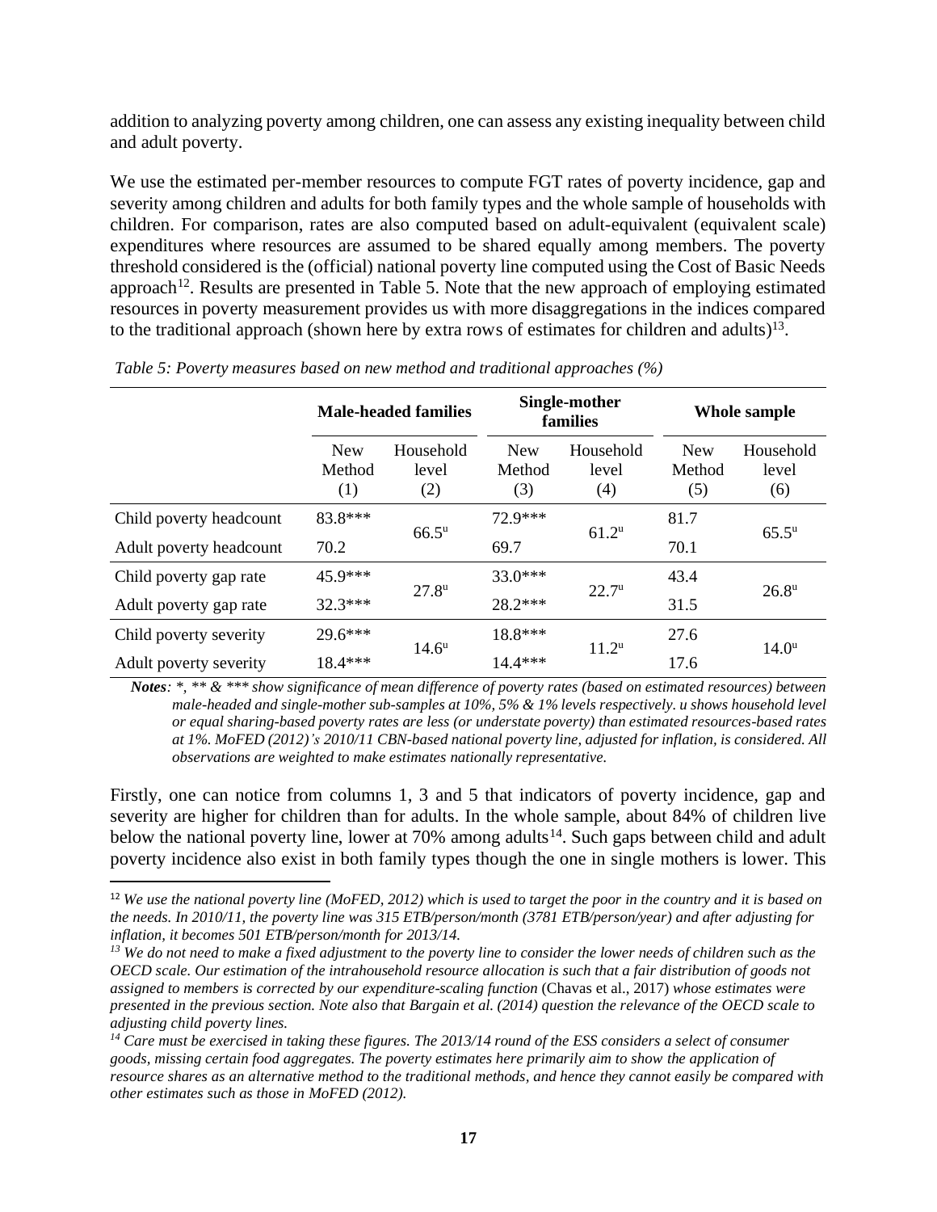addition to analyzing poverty among children, one can assess any existing inequality between child and adult poverty.

We use the estimated per-member resources to compute FGT rates of poverty incidence, gap and severity among children and adults for both family types and the whole sample of households with children. For comparison, rates are also computed based on adult-equivalent (equivalent scale) expenditures where resources are assumed to be shared equally among members. The poverty threshold considered is the (official) national poverty line computed using the Cost of Basic Needs approach[12]. Results are presented in Table 5. Note that the new approach of employing estimated resources in poverty measurement provides us with more disaggregations in the indices compared to the traditional approach (shown here by extra rows of estimates for children and adults)[13].

*Table 5: Poverty measures based on new method and traditional approaches (%)*

| | **Male-headed families** | | **Single-mother families** | | **Whole sample** | |
|---|---|---|---|---|---|---|
| | New Method (1) | Household level (2) | New Method (3) | Household level (4) | New Method (5) | Household level (6) |
| Child poverty headcount | 83.8*** | 66.5ᵘ | 72.9*** | 61.2ᵘ | 81.7 | 65.5ᵘ |
| Adult poverty headcount | 70.2 | | 69.7 | | 70.1 | |
| Child poverty gap rate | 45.9*** | 27.8ᵘ | 33.0*** | 22.7ᵘ | 43.4 | 26.8ᵘ |
| Adult poverty gap rate | 32.3*** | | 28.2*** | | 31.5 | |
| Child poverty severity | 29.6*** | 14.6ᵘ | 18.8*** | 11.2ᵘ | 27.6 | 14.0ᵘ |
| Adult poverty severity | 18.4*** | | 14.4*** | | 17.6 | |

***Notes****: *, ** & *** show significance of mean difference of poverty rates (based on estimated resources) between male-headed and single-mother sub-samples at 10%, 5% & 1% levels respectively. u shows household level or equal sharing-based poverty rates are less (or understate poverty) than estimated resources-based rates at 1%. MoFED (2012)'s 2010/11 CBN-based national poverty line, adjusted for inflation, is considered. All observations are weighted to make estimates nationally representative.*

Firstly, one can notice from columns 1, 3 and 5 that indicators of poverty incidence, gap and severity are higher for children than for adults. In the whole sample, about 84% of children live below the national poverty line, lower at 70% among adults[14]. Such gaps between child and adult poverty incidence also exist in both family types though the one in single mothers is lower. This

---

[12] *We use the national poverty line (MoFED, 2012) which is used to target the poor in the country and it is based on the needs. In 2010/11, the poverty line was 315 ETB/person/month (3781 ETB/person/year) and after adjusting for inflation, it becomes 501 ETB/person/month for 2013/14.*

[13] *We do not need to make a fixed adjustment to the poverty line to consider the lower needs of children such as the OECD scale. Our estimation of the intrahousehold resource allocation is such that a fair distribution of goods not assigned to members is corrected by our expenditure-scaling function* (Chavas et al., 2017) *whose estimates were presented in the previous section. Note also that Bargain et al. (2014) question the relevance of the OECD scale to adjusting child poverty lines.*

[14] *Care must be exercised in taking these figures. The 2013/14 round of the ESS considers a select of consumer goods, missing certain food aggregates. The poverty estimates here primarily aim to show the application of resource shares as an alternative method to the traditional methods, and hence they cannot easily be compared with other estimates such as those in MoFED (2012).*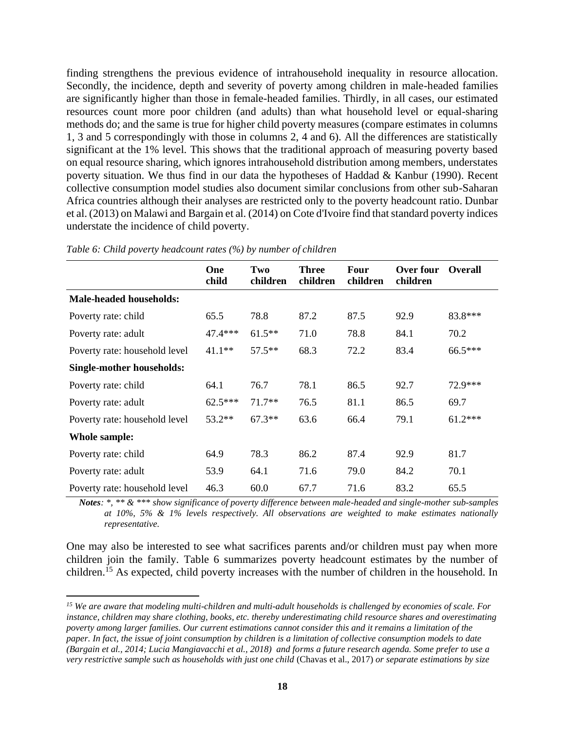finding strengthens the previous evidence of intrahousehold inequality in resource allocation. Secondly, the incidence, depth and severity of poverty among children in male-headed families are significantly higher than those in female-headed families. Thirdly, in all cases, our estimated resources count more poor children (and adults) than what household level or equal-sharing methods do; and the same is true for higher child poverty measures (compare estimates in columns 1, 3 and 5 correspondingly with those in columns 2, 4 and 6). All the differences are statistically significant at the 1% level. This shows that the traditional approach of measuring poverty based on equal resource sharing, which ignores intrahousehold distribution among members, understates poverty situation. We thus find in our data the hypotheses of Haddad & Kanbur (1990). Recent collective consumption model studies also document similar conclusions from other sub-Saharan Africa countries although their analyses are restricted only to the poverty headcount ratio. Dunbar et al. (2013) on Malawi and Bargain et al. (2014) on Cote d'Ivoire find that standard poverty indices understate the incidence of child poverty.

*Table 6: Child poverty headcount rates (%) by number of children*

| | One child | Two children | Three children | Four children | Over four children | Overall |
|---|---|---|---|---|---|---|
| **Male-headed households:** | | | | | | |
| Poverty rate: child | 65.5 | 78.8 | 87.2 | 87.5 | 92.9 | 83.8*** |
| Poverty rate: adult | 47.4*** | 61.5** | 71.0 | 78.8 | 84.1 | 70.2 |
| Poverty rate: household level | 41.1** | 57.5** | 68.3 | 72.2 | 83.4 | 66.5*** |
| **Single-mother households:** | | | | | | |
| Poverty rate: child | 64.1 | 76.7 | 78.1 | 86.5 | 92.7 | 72.9*** |
| Poverty rate: adult | 62.5*** | 71.7** | 76.5 | 81.1 | 86.5 | 69.7 |
| Poverty rate: household level | 53.2** | 67.3** | 63.6 | 66.4 | 79.1 | 61.2*** |
| **Whole sample:** | | | | | | |
| Poverty rate: child | 64.9 | 78.3 | 86.2 | 87.4 | 92.9 | 81.7 |
| Poverty rate: adult | 53.9 | 64.1 | 71.6 | 79.0 | 84.2 | 70.1 |
| Poverty rate: household level | 46.3 | 60.0 | 67.7 | 71.6 | 83.2 | 65.5 |

***Notes**: *, ** & *** show significance of poverty difference between male-headed and single-mother sub-samples at 10%, 5% & 1% levels respectively. All observations are weighted to make estimates nationally representative.*

One may also be interested to see what sacrifices parents and/or children must pay when more children join the family. Table 6 summarizes poverty headcount estimates by the number of children.[15] As expected, child poverty increases with the number of children in the household. In

[15] *We are aware that modeling multi-children and multi-adult households is challenged by economies of scale. For instance, children may share clothing, books, etc. thereby underestimating child resource shares and overestimating poverty among larger families. Our current estimations cannot consider this and it remains a limitation of the paper. In fact, the issue of joint consumption by children is a limitation of collective consumption models to date (Bargain et al., 2014; Lucia Mangiavacchi et al., 2018) and forms a future research agenda. Some prefer to use a very restrictive sample such as households with just one child* (Chavas et al., 2017) *or separate estimations by size*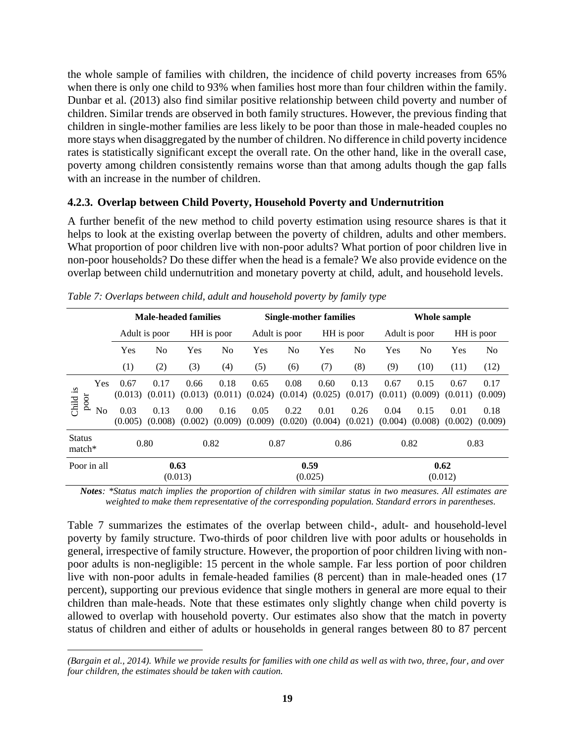the whole sample of families with children, the incidence of child poverty increases from 65% when there is only one child to 93% when families host more than four children within the family. Dunbar et al. (2013) also find similar positive relationship between child poverty and number of children. Similar trends are observed in both family structures. However, the previous finding that children in single-mother families are less likely to be poor than those in male-headed couples no more stays when disaggregated by the number of children. No difference in child poverty incidence rates is statistically significant except the overall rate. On the other hand, like in the overall case, poverty among children consistently remains worse than that among adults though the gap falls with an increase in the number of children.

### 4.2.3. Overlap between Child Poverty, Household Poverty and Undernutrition

A further benefit of the new method to child poverty estimation using resource shares is that it helps to look at the existing overlap between the poverty of children, adults and other members. What proportion of poor children live with non-poor adults? What portion of poor children live in non-poor households? Do these differ when the head is a female? We also provide evidence on the overlap between child undernutrition and monetary poverty at child, adult, and household levels.

*Table 7: Overlaps between child, adult and household poverty by family type*

| | | **Male-headed families** | | | | **Single-mother families** | | | | **Whole sample** | | | |
|---|---|---|---|---|---|---|---|---|---|---|---|---|---|
| | | Adult is poor | | HH is poor | | Adult is poor | | HH is poor | | Adult is poor | | HH is poor | |
| | | Yes | No | Yes | No | Yes | No | Yes | No | Yes | No | Yes | No |
| | | (1) | (2) | (3) | (4) | (5) | (6) | (7) | (8) | (9) | (10) | (11) | (12) |
| Child is poor | Yes | 0.67 (0.013) | 0.17 (0.011) | 0.66 (0.013) | 0.18 (0.011) | 0.65 (0.024) | 0.08 (0.014) | 0.60 (0.025) | 0.13 (0.017) | 0.67 (0.011) | 0.15 (0.009) | 0.67 (0.011) | 0.17 (0.009) |
| | No | 0.03 (0.005) | 0.13 (0.008) | 0.00 (0.002) | 0.16 (0.009) | 0.05 (0.009) | 0.22 (0.020) | 0.01 (0.004) | 0.26 (0.021) | 0.04 (0.004) | 0.15 (0.008) | 0.01 (0.002) | 0.18 (0.009) |
| Status match* | | 0.80 | | 0.82 | | 0.87 | | 0.86 | | 0.82 | | 0.83 | |
| Poor in all | | **0.63** (0.013) | | | | **0.59** (0.025) | | | | **0.62** (0.012) | | | |

***Notes**: \*Status match implies the proportion of children with similar status in two measures. All estimates are weighted to make them representative of the corresponding population. Standard errors in parentheses.*

Table 7 summarizes the estimates of the overlap between child-, adult- and household-level poverty by family structure. Two-thirds of poor children live with poor adults or households in general, irrespective of family structure. However, the proportion of poor children living with non-poor adults is non-negligible: 15 percent in the whole sample. Far less portion of poor children live with non-poor adults in female-headed families (8 percent) than in male-headed ones (17 percent), supporting our previous evidence that single mothers in general are more equal to their children than male-heads. Note that these estimates only slightly change when child poverty is allowed to overlap with household poverty. Our estimates also show that the match in poverty status of children and either of adults or households in general ranges between 80 to 87 percent

---

*(Bargain et al., 2014). While we provide results for families with one child as well as with two, three, four, and over four children, the estimates should be taken with caution.*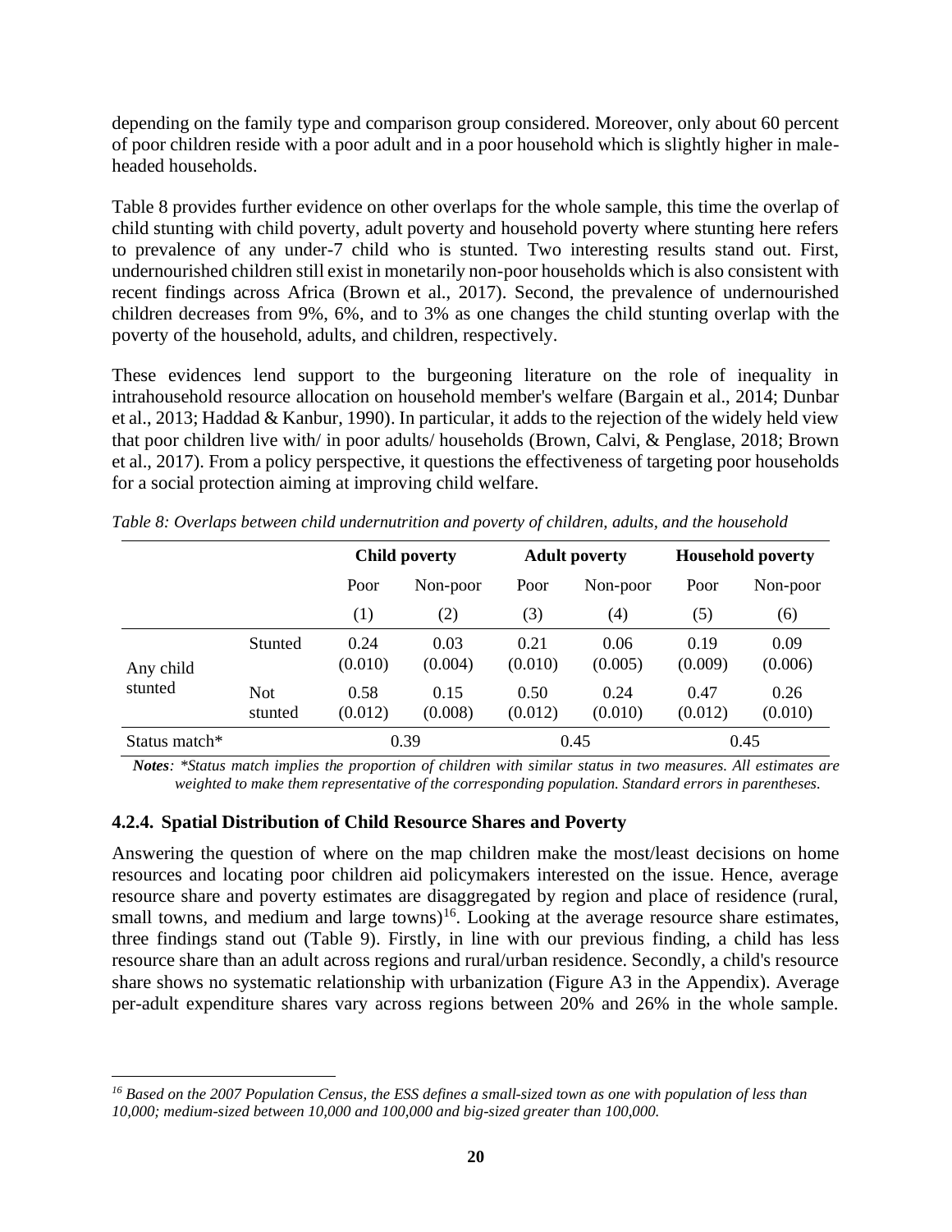depending on the family type and comparison group considered. Moreover, only about 60 percent of poor children reside with a poor adult and in a poor household which is slightly higher in male-headed households.

Table 8 provides further evidence on other overlaps for the whole sample, this time the overlap of child stunting with child poverty, adult poverty and household poverty where stunting here refers to prevalence of any under-7 child who is stunted. Two interesting results stand out. First, undernourished children still exist in monetarily non-poor households which is also consistent with recent findings across Africa (Brown et al., 2017). Second, the prevalence of undernourished children decreases from 9%, 6%, and to 3% as one changes the child stunting overlap with the poverty of the household, adults, and children, respectively.

These evidences lend support to the burgeoning literature on the role of inequality in intrahousehold resource allocation on household member's welfare (Bargain et al., 2014; Dunbar et al., 2013; Haddad & Kanbur, 1990). In particular, it adds to the rejection of the widely held view that poor children live with/ in poor adults/ households (Brown, Calvi, & Penglase, 2018; Brown et al., 2017). From a policy perspective, it questions the effectiveness of targeting poor households for a social protection aiming at improving child welfare.

*Table 8: Overlaps between child undernutrition and poverty of children, adults, and the household*

| | | Child poverty | | Adult poverty | | Household poverty | |
|---|---|---|---|---|---|---|---|
| | | Poor | Non-poor | Poor | Non-poor | Poor | Non-poor |
| | | (1) | (2) | (3) | (4) | (5) | (6) |
| Any child stunted | Stunted | 0.24 (0.010) | 0.03 (0.004) | 0.21 (0.010) | 0.06 (0.005) | 0.19 (0.009) | 0.09 (0.006) |
| | Not stunted | 0.58 (0.012) | 0.15 (0.008) | 0.50 (0.012) | 0.24 (0.010) | 0.47 (0.012) | 0.26 (0.010) |
| Status match* | | 0.39 | | 0.45 | | 0.45 | |

***Notes**: \*Status match implies the proportion of children with similar status in two measures. All estimates are weighted to make them representative of the corresponding population. Standard errors in parentheses.*

### 4.2.4. Spatial Distribution of Child Resource Shares and Poverty

Answering the question of where on the map children make the most/least decisions on home resources and locating poor children aid policymakers interested on the issue. Hence, average resource share and poverty estimates are disaggregated by region and place of residence (rural, small towns, and medium and large towns)[16]. Looking at the average resource share estimates, three findings stand out (Table 9). Firstly, in line with our previous finding, a child has less resource share than an adult across regions and rural/urban residence. Secondly, a child's resource share shows no systematic relationship with urbanization (Figure A3 in the Appendix). Average per-adult expenditure shares vary across regions between 20% and 26% in the whole sample.

[16] *Based on the 2007 Population Census, the ESS defines a small-sized town as one with population of less than 10,000; medium-sized between 10,000 and 100,000 and big-sized greater than 100,000.*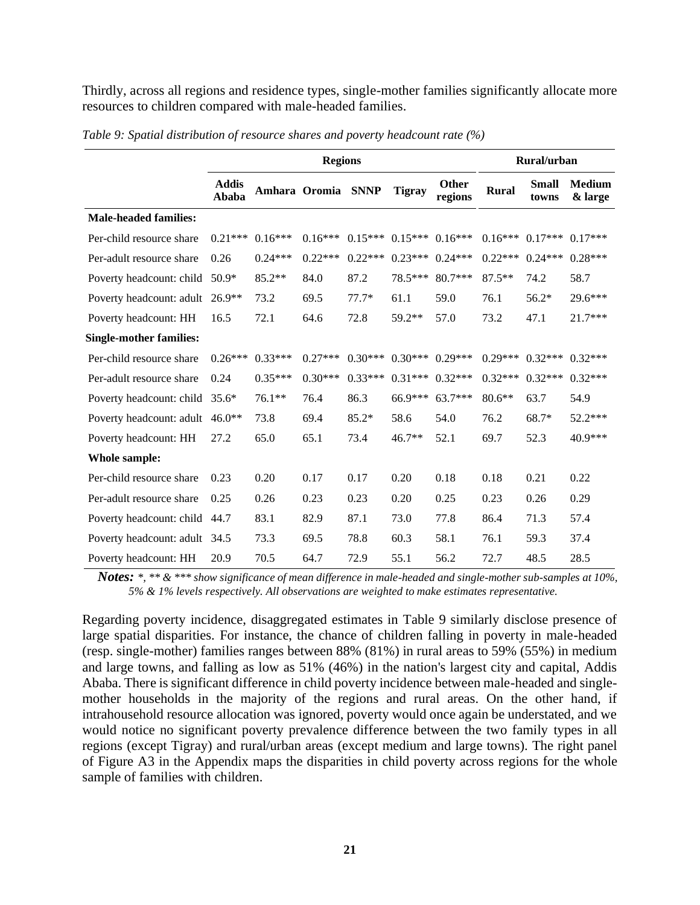Thirdly, across all regions and residence types, single-mother families significantly allocate more resources to children compared with male-headed families.

*Table 9: Spatial distribution of resource shares and poverty headcount rate (%)*

| | Regions | | | | | | Rural/urban | | |
|---|---|---|---|---|---|---|---|---|---|
| | **Addis Ababa** | **Amhara** | **Oromia** | **SNNP** | **Tigray** | **Other regions** | **Rural** | **Small towns** | **Medium & large** |
| **Male-headed families:** | | | | | | | | | |
| Per-child resource share | 0.21*** | 0.16*** | 0.16*** | 0.15*** | 0.15*** | 0.16*** | 0.16*** | 0.17*** | 0.17*** |
| Per-adult resource share | 0.26 | 0.24*** | 0.22*** | 0.22*** | 0.23*** | 0.24*** | 0.22*** | 0.24*** | 0.28*** |
| Poverty headcount: child | 50.9* | 85.2** | 84.0 | 87.2 | 78.5*** | 80.7*** | 87.5** | 74.2 | 58.7 |
| Poverty headcount: adult | 26.9** | 73.2 | 69.5 | 77.7* | 61.1 | 59.0 | 76.1 | 56.2* | 29.6*** |
| Poverty headcount: HH | 16.5 | 72.1 | 64.6 | 72.8 | 59.2** | 57.0 | 73.2 | 47.1 | 21.7*** |
| **Single-mother families:** | | | | | | | | | |
| Per-child resource share | 0.26*** | 0.33*** | 0.27*** | 0.30*** | 0.30*** | 0.29*** | 0.29*** | 0.32*** | 0.32*** |
| Per-adult resource share | 0.24 | 0.35*** | 0.30*** | 0.33*** | 0.31*** | 0.32*** | 0.32*** | 0.32*** | 0.32*** |
| Poverty headcount: child | 35.6* | 76.1** | 76.4 | 86.3 | 66.9*** | 63.7*** | 80.6** | 63.7 | 54.9 |
| Poverty headcount: adult | 46.0** | 73.8 | 69.4 | 85.2* | 58.6 | 54.0 | 76.2 | 68.7* | 52.2*** |
| Poverty headcount: HH | 27.2 | 65.0 | 65.1 | 73.4 | 46.7** | 52.1 | 69.7 | 52.3 | 40.9*** |
| **Whole sample:** | | | | | | | | | |
| Per-child resource share | 0.23 | 0.20 | 0.17 | 0.17 | 0.20 | 0.18 | 0.18 | 0.21 | 0.22 |
| Per-adult resource share | 0.25 | 0.26 | 0.23 | 0.23 | 0.20 | 0.25 | 0.23 | 0.26 | 0.29 |
| Poverty headcount: child | 44.7 | 83.1 | 82.9 | 87.1 | 73.0 | 77.8 | 86.4 | 71.3 | 57.4 |
| Poverty headcount: adult | 34.5 | 73.3 | 69.5 | 78.8 | 60.3 | 58.1 | 76.1 | 59.3 | 37.4 |
| Poverty headcount: HH | 20.9 | 70.5 | 64.7 | 72.9 | 55.1 | 56.2 | 72.7 | 48.5 | 28.5 |

***Notes:*** *\*, \*\* & \*\*\* show significance of mean difference in male-headed and single-mother sub-samples at 10%, 5% & 1% levels respectively. All observations are weighted to make estimates representative.*

Regarding poverty incidence, disaggregated estimates in Table 9 similarly disclose presence of large spatial disparities. For instance, the chance of children falling in poverty in male-headed (resp. single-mother) families ranges between 88% (81%) in rural areas to 59% (55%) in medium and large towns, and falling as low as 51% (46%) in the nation's largest city and capital, Addis Ababa. There is significant difference in child poverty incidence between male-headed and single-mother households in the majority of the regions and rural areas. On the other hand, if intrahousehold resource allocation was ignored, poverty would once again be understated, and we would notice no significant poverty prevalence difference between the two family types in all regions (except Tigray) and rural/urban areas (except medium and large towns). The right panel of Figure A3 in the Appendix maps the disparities in child poverty across regions for the whole sample of families with children.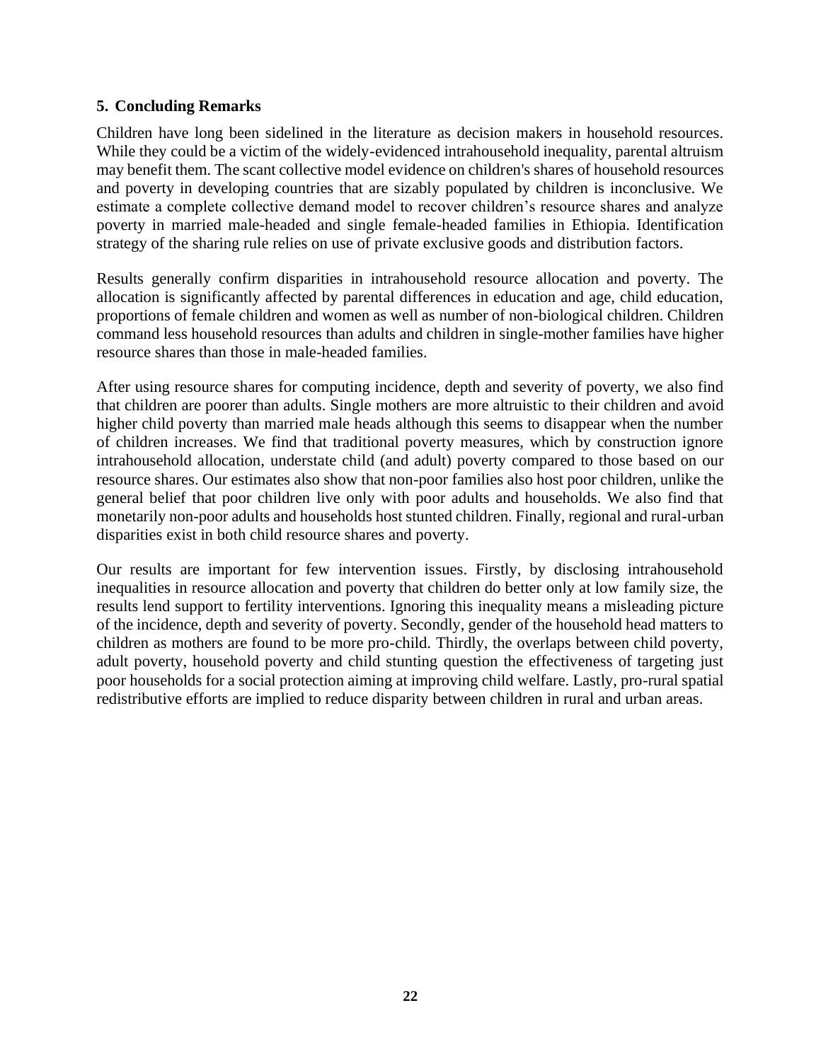## 5. Concluding Remarks

Children have long been sidelined in the literature as decision makers in household resources. While they could be a victim of the widely-evidenced intrahousehold inequality, parental altruism may benefit them. The scant collective model evidence on children's shares of household resources and poverty in developing countries that are sizably populated by children is inconclusive. We estimate a complete collective demand model to recover children's resource shares and analyze poverty in married male-headed and single female-headed families in Ethiopia. Identification strategy of the sharing rule relies on use of private exclusive goods and distribution factors.

Results generally confirm disparities in intrahousehold resource allocation and poverty. The allocation is significantly affected by parental differences in education and age, child education, proportions of female children and women as well as number of non-biological children. Children command less household resources than adults and children in single-mother families have higher resource shares than those in male-headed families.

After using resource shares for computing incidence, depth and severity of poverty, we also find that children are poorer than adults. Single mothers are more altruistic to their children and avoid higher child poverty than married male heads although this seems to disappear when the number of children increases. We find that traditional poverty measures, which by construction ignore intrahousehold allocation, understate child (and adult) poverty compared to those based on our resource shares. Our estimates also show that non-poor families also host poor children, unlike the general belief that poor children live only with poor adults and households. We also find that monetarily non-poor adults and households host stunted children. Finally, regional and rural-urban disparities exist in both child resource shares and poverty.

Our results are important for few intervention issues. Firstly, by disclosing intrahousehold inequalities in resource allocation and poverty that children do better only at low family size, the results lend support to fertility interventions. Ignoring this inequality means a misleading picture of the incidence, depth and severity of poverty. Secondly, gender of the household head matters to children as mothers are found to be more pro-child. Thirdly, the overlaps between child poverty, adult poverty, household poverty and child stunting question the effectiveness of targeting just poor households for a social protection aiming at improving child welfare. Lastly, pro-rural spatial redistributive efforts are implied to reduce disparity between children in rural and urban areas.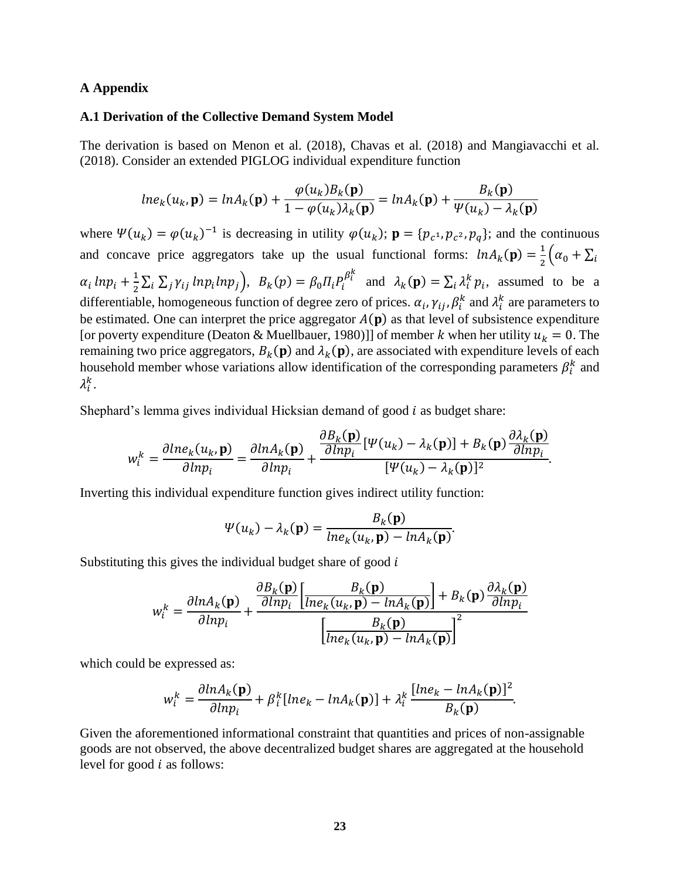# A Appendix

## A.1 Derivation of the Collective Demand System Model

The derivation is based on Menon et al. (2018), Chavas et al. (2018) and Mangiavacchi et al. (2018). Consider an extended PIGLOG individual expenditure function

$$lne_k(u_k, \mathbf{p}) = lnA_k(\mathbf{p}) + \frac{\varphi(u_k)B_k(\mathbf{p})}{1 - \varphi(u_k)\lambda_k(\mathbf{p})} = lnA_k(\mathbf{p}) + \frac{B_k(\mathbf{p})}{\Psi(u_k) - \lambda_k(\mathbf{p})}$$

where $\Psi(u_k) = \varphi(u_k)^{-1}$ is decreasing in utility $\varphi(u_k)$; $\mathbf{p} = \{p_{c^1}, p_{c^2}, p_q\}$; and the continuous and concave price aggregators take up the usual functional forms: $lnA_k(\mathbf{p}) = \frac{1}{2}\Big(\alpha_0 + \sum_i \alpha_i \, lnp_i + \frac{1}{2}\sum_i \sum_j \gamma_{ij} \, lnp_i lnp_j\Big)$, $B_k(p) = \beta_0 \Pi_i P_i^{\beta_i^k}$ and $\lambda_k(\mathbf{p}) = \sum_i \lambda_i^k \, p_i$, assumed to be a differentiable, homogeneous function of degree zero of prices. $\alpha_i, \gamma_{ij}, \beta_i^k$ and $\lambda_i^k$ are parameters to be estimated. One can interpret the price aggregator $A(\mathbf{p})$ as that level of subsistence expenditure [or poverty expenditure (Deaton & Muellbauer, 1980)]] of member $k$ when her utility $u_k = 0$. The remaining two price aggregators, $B_k(\mathbf{p})$ and $\lambda_k(\mathbf{p})$, are associated with expenditure levels of each household member whose variations allow identification of the corresponding parameters $\beta_i^k$ and $\lambda_i^k$.

Shephard's lemma gives individual Hicksian demand of good $i$ as budget share:

$$w_i^k = \frac{\partial lne_k(u_k, \mathbf{p})}{\partial lnp_i} = \frac{\partial lnA_k(\mathbf{p})}{\partial lnp_i} + \frac{\dfrac{\partial B_k(\mathbf{p})}{\partial lnp_i}[\Psi(u_k) - \lambda_k(\mathbf{p})] + B_k(\mathbf{p})\dfrac{\partial \lambda_k(\mathbf{p})}{\partial lnp_i}}{[\Psi(u_k) - \lambda_k(\mathbf{p})]^2}.$$

Inverting this individual expenditure function gives indirect utility function:

$$\Psi(u_k) - \lambda_k(\mathbf{p}) = \frac{B_k(\mathbf{p})}{lne_k(u_k, \mathbf{p}) - lnA_k(\mathbf{p})}.$$

Substituting this gives the individual budget share of good $i$

$$w_i^k = \frac{\partial lnA_k(\mathbf{p})}{\partial lnp_i} + \frac{\dfrac{\partial B_k(\mathbf{p})}{\partial lnp_i}\left[\dfrac{B_k(\mathbf{p})}{lne_k(u_k, \mathbf{p}) - lnA_k(\mathbf{p})}\right] + B_k(\mathbf{p})\dfrac{\partial \lambda_k(\mathbf{p})}{\partial lnp_i}}{\left[\dfrac{B_k(\mathbf{p})}{lne_k(u_k, \mathbf{p}) - lnA_k(\mathbf{p})}\right]^2}$$

which could be expressed as:

$$w_i^k = \frac{\partial lnA_k(\mathbf{p})}{\partial lnp_i} + \beta_i^k[lne_k - lnA_k(\mathbf{p})] + \lambda_i^k \frac{[lne_k - lnA_k(\mathbf{p})]^2}{B_k(\mathbf{p})}.$$

Given the aforementioned informational constraint that quantities and prices of non-assignable goods are not observed, the above decentralized budget shares are aggregated at the household level for good $i$ as follows: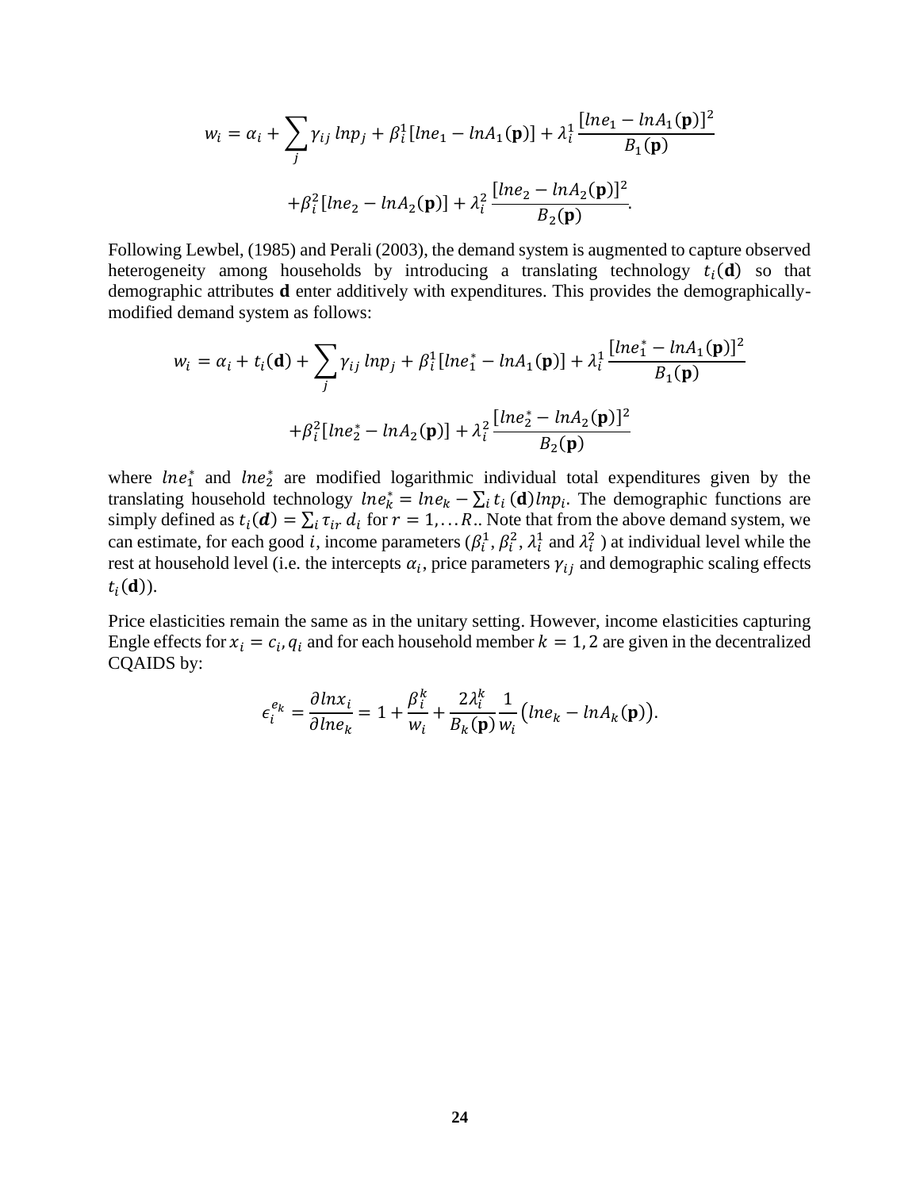$$w_i = \alpha_i + \sum_j \gamma_{ij}\, lnp_j + \beta_i^1[lne_1 - lnA_1(\mathbf{p})] + \lambda_i^1 \frac{[lne_1 - lnA_1(\mathbf{p})]^2}{B_1(\mathbf{p})}$$

$$+\beta_i^2[lne_2 - lnA_2(\mathbf{p})] + \lambda_i^2 \frac{[lne_2 - lnA_2(\mathbf{p})]^2}{B_2(\mathbf{p})}.$$

Following Lewbel, (1985) and Perali (2003), the demand system is augmented to capture observed heterogeneity among households by introducing a translating technology $t_i(\mathbf{d})$ so that demographic attributes $\mathbf{d}$ enter additively with expenditures. This provides the demographically-modified demand system as follows:

$$w_i = \alpha_i + t_i(\mathbf{d}) + \sum_j \gamma_{ij}\, lnp_j + \beta_i^1[lne_1^* - lnA_1(\mathbf{p})] + \lambda_i^1 \frac{[lne_1^* - lnA_1(\mathbf{p})]^2}{B_1(\mathbf{p})}$$

$$+\beta_i^2[lne_2^* - lnA_2(\mathbf{p})] + \lambda_i^2 \frac{[lne_2^* - lnA_2(\mathbf{p})]^2}{B_2(\mathbf{p})}$$

where $lne_1^*$ and $lne_2^*$ are modified logarithmic individual total expenditures given by the translating household technology $lne_k^* = lne_k - \sum_i t_i\,(\mathbf{d}) lnp_i$. The demographic functions are simply defined as $t_i(\boldsymbol{d}) = \sum_i \tau_{ir}\, d_i$ for $r = 1, \dots R$.. Note that from the above demand system, we can estimate, for each good $i$, income parameters ($\beta_i^1$, $\beta_i^2$, $\lambda_i^1$ and $\lambda_i^2$ ) at individual level while the rest at household level (i.e. the intercepts $\alpha_i$, price parameters $\gamma_{ij}$ and demographic scaling effects $t_i(\mathbf{d})$).

Price elasticities remain the same as in the unitary setting. However, income elasticities capturing Engle effects for $x_i = c_i, q_i$ and for each household member $k = 1, 2$ are given in the decentralized CQAIDS by:

$$\epsilon_i^{e_k} = \frac{\partial lnx_i}{\partial lne_k} = 1 + \frac{\beta_i^k}{w_i} + \frac{2\lambda_i^k}{B_k(\mathbf{p})} \frac{1}{w_i} \big(lne_k - lnA_k(\mathbf{p})\big).$$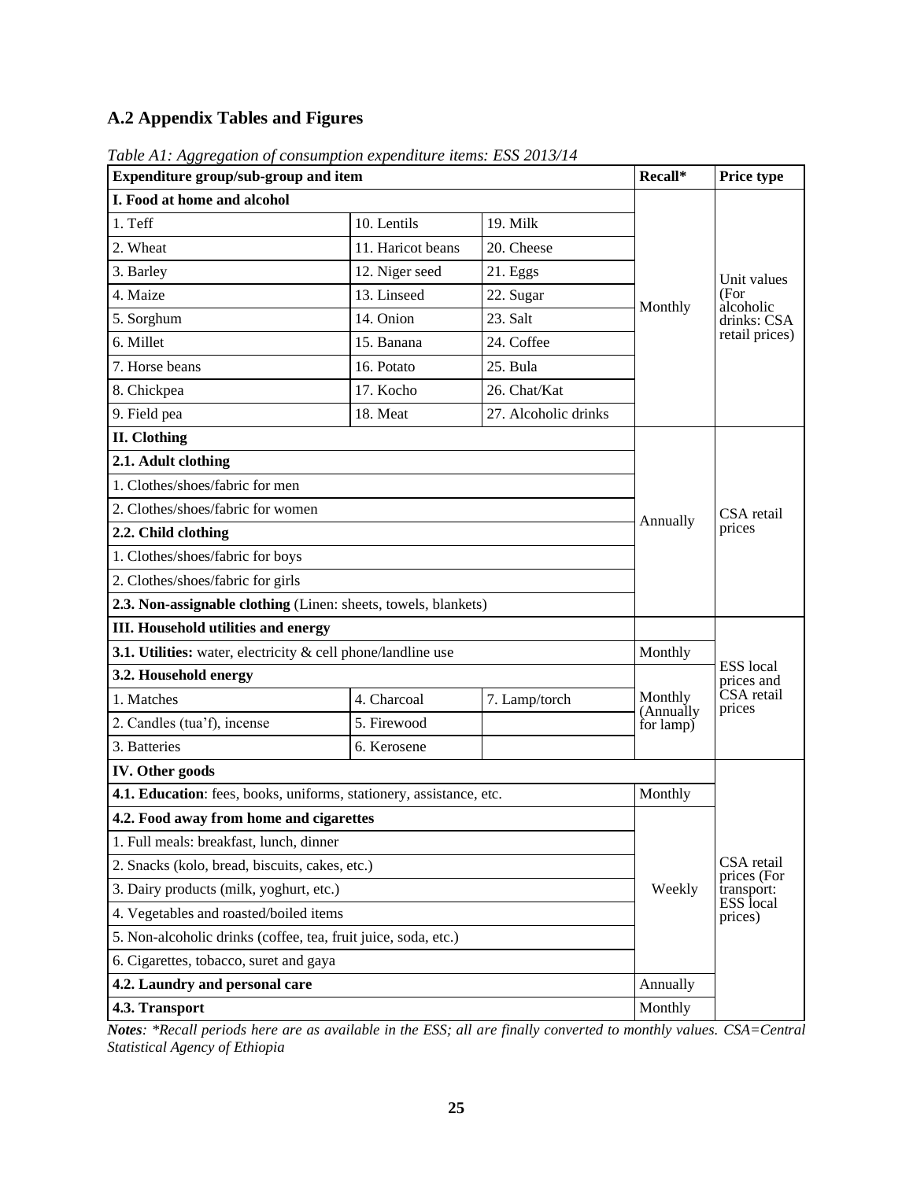## A.2 Appendix Tables and Figures

*Table A1: Aggregation of consumption expenditure items: ESS 2013/14*

| Expenditure group/sub-group and item | | | Recall* | Price type |
|---|---|---|---|---|
| **I. Food at home and alcohol** | | | Monthly | Unit values (For alcoholic drinks: CSA retail prices) |
| 1. Teff | 10. Lentils | 19. Milk | | |
| 2. Wheat | 11. Haricot beans | 20. Cheese | | |
| 3. Barley | 12. Niger seed | 21. Eggs | | |
| 4. Maize | 13. Linseed | 22. Sugar | | |
| 5. Sorghum | 14. Onion | 23. Salt | | |
| 6. Millet | 15. Banana | 24. Coffee | | |
| 7. Horse beans | 16. Potato | 25. Bula | | |
| 8. Chickpea | 17. Kocho | 26. Chat/Kat | | |
| 9. Field pea | 18. Meat | 27. Alcoholic drinks | | |
| **II. Clothing** | | | Annually | CSA retail prices |
| **2.1. Adult clothing** | | | | |
| 1. Clothes/shoes/fabric for men | | | | |
| 2. Clothes/shoes/fabric for women | | | | |
| **2.2. Child clothing** | | | | |
| 1. Clothes/shoes/fabric for boys | | | | |
| 2. Clothes/shoes/fabric for girls | | | | |
| **2.3. Non-assignable clothing** (Linen: sheets, towels, blankets) | | | | |
| **III. Household utilities and energy** | | | | ESS local prices and CSA retail prices |
| **3.1. Utilities:** water, electricity & cell phone/landline use | | | Monthly | |
| **3.2. Household energy** | | | Monthly (Annually for lamp) | |
| 1. Matches | 4. Charcoal | 7. Lamp/torch | | |
| 2. Candles (tua'f), incense | 5. Firewood | | | |
| 3. Batteries | 6. Kerosene | | | |
| **IV. Other goods** | | | | CSA retail prices (For transport: ESS local prices) |
| **4.1. Education**: fees, books, uniforms, stationery, assistance, etc. | | | Monthly | |
| **4.2. Food away from home and cigarettes** | | | Weekly | |
| 1. Full meals: breakfast, lunch, dinner | | | | |
| 2. Snacks (kolo, bread, biscuits, cakes, etc.) | | | | |
| 3. Dairy products (milk, yoghurt, etc.) | | | | |
| 4. Vegetables and roasted/boiled items | | | | |
| 5. Non-alcoholic drinks (coffee, tea, fruit juice, soda, etc.) | | | | |
| 6. Cigarettes, tobacco, suret and gaya | | | | |
| **4.2. Laundry and personal care** | | | Annually | |
| **4.3. Transport** | | | Monthly | |

***Notes**: \*Recall periods here are as available in the ESS; all are finally converted to monthly values. CSA=Central Statistical Agency of Ethiopia*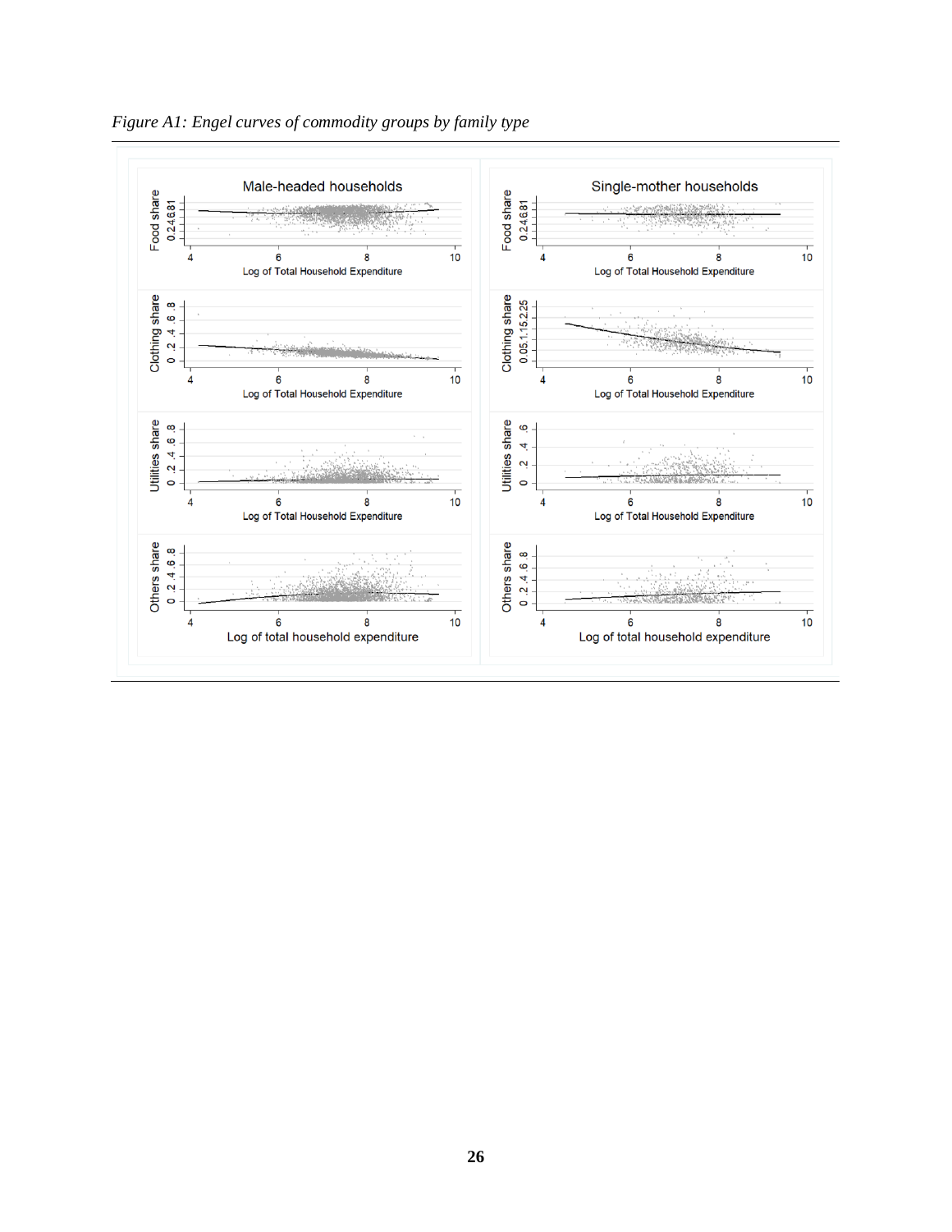*Figure A1: Engel curves of commodity groups by family type*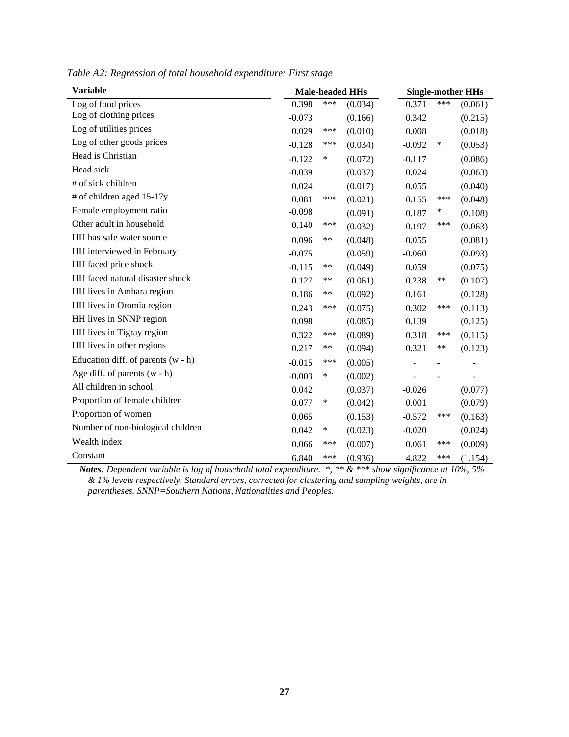*Table A2: Regression of total household expenditure: First stage*

| Variable | Male-headed HHs | | | Single-mother HHs | | |
|---|---|---|---|---|---|---|
| Log of food prices | 0.398 | *** | (0.034) | 0.371 | *** | (0.061) |
| Log of clothing prices | -0.073 | | (0.166) | 0.342 | | (0.215) |
| Log of utilities prices | 0.029 | *** | (0.010) | 0.008 | | (0.018) |
| Log of other goods prices | -0.128 | *** | (0.034) | -0.092 | * | (0.053) |
| Head is Christian | -0.122 | * | (0.072) | -0.117 | | (0.086) |
| Head sick | -0.039 | | (0.037) | 0.024 | | (0.063) |
| # of sick children | 0.024 | | (0.017) | 0.055 | | (0.040) |
| # of children aged 15-17y | 0.081 | *** | (0.021) | 0.155 | *** | (0.048) |
| Female employment ratio | -0.098 | | (0.091) | 0.187 | * | (0.108) |
| Other adult in household | 0.140 | *** | (0.032) | 0.197 | *** | (0.063) |
| HH has safe water source | 0.096 | ** | (0.048) | 0.055 | | (0.081) |
| HH interviewed in February | -0.075 | | (0.059) | -0.060 | | (0.093) |
| HH faced price shock | -0.115 | ** | (0.049) | 0.059 | | (0.075) |
| HH faced natural disaster shock | 0.127 | ** | (0.061) | 0.238 | ** | (0.107) |
| HH lives in Amhara region | 0.186 | ** | (0.092) | 0.161 | | (0.128) |
| HH lives in Oromia region | 0.243 | *** | (0.075) | 0.302 | *** | (0.113) |
| HH lives in SNNP region | 0.098 | | (0.085) | 0.139 | | (0.125) |
| HH lives in Tigray region | 0.322 | *** | (0.089) | 0.318 | *** | (0.115) |
| HH lives in other regions | 0.217 | ** | (0.094) | 0.321 | ** | (0.123) |
| Education diff. of parents (w - h) | -0.015 | *** | (0.005) | - | - | - |
| Age diff. of parents (w - h) | -0.003 | * | (0.002) | - | - | - |
| All children in school | 0.042 | | (0.037) | -0.026 | | (0.077) |
| Proportion of female children | 0.077 | * | (0.042) | 0.001 | | (0.079) |
| Proportion of women | 0.065 | | (0.153) | -0.572 | *** | (0.163) |
| Number of non-biological children | 0.042 | * | (0.023) | -0.020 | | (0.024) |
| Wealth index | 0.066 | *** | (0.007) | 0.061 | *** | (0.009) |
| Constant | 6.840 | *** | (0.936) | 4.822 | *** | (1.154) |

***Notes****: Dependent variable is log of household total expenditure. *, ** & *** show significance at 10%, 5% & 1% levels respectively. Standard errors, corrected for clustering and sampling weights, are in parentheses. SNNP=Southern Nations, Nationalities and Peoples.*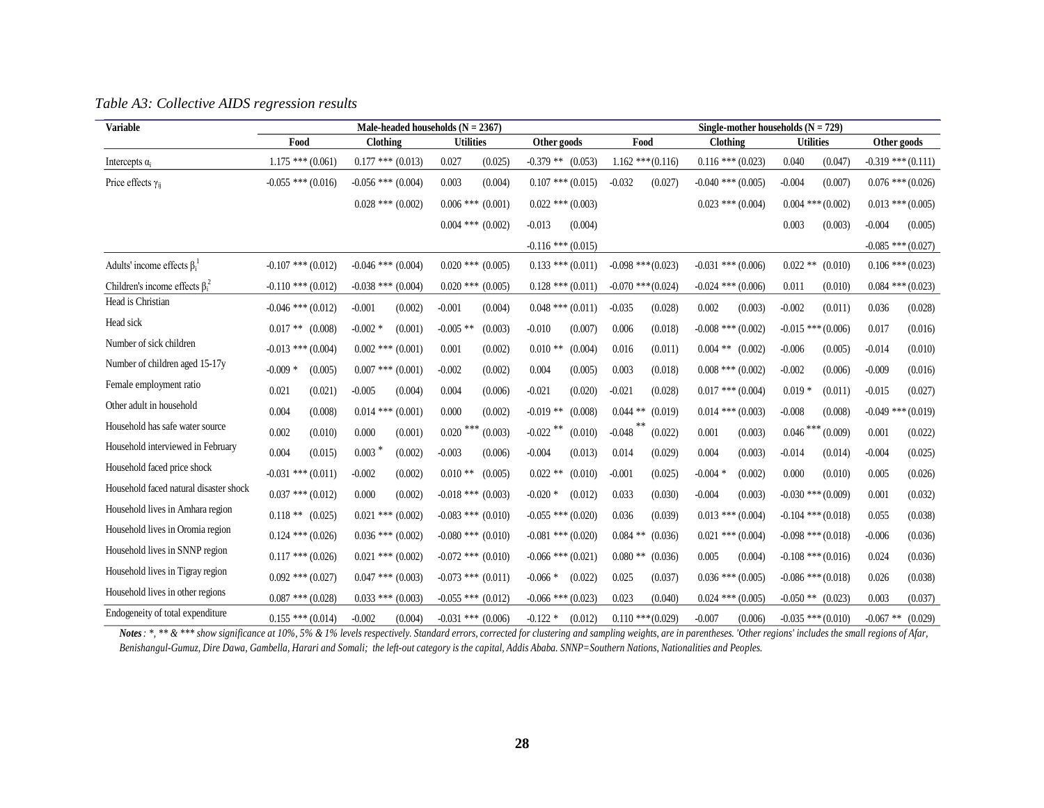*Table A3: Collective AIDS regression results*

| Variable | Male-headed households (N = 2367) | | | | Single-mother households (N = 729) | | | |
|---|---|---|---|---|---|---|---|---|
| | Food | Clothing | Utilities | Other goods | Food | Clothing | Utilities | Other goods |
| Intercepts $\alpha_i$ | 1.175 *** (0.061) | 0.177 *** (0.013) | 0.027 (0.025) | -0.379 ** (0.053) | 1.162 *** (0.116) | 0.116 *** (0.023) | 0.040 (0.047) | -0.319 *** (0.111) |
| Price effects $\gamma_{ij}$ | -0.055 *** (0.016) | -0.056 *** (0.004) | 0.003 (0.004) | 0.107 *** (0.015) | -0.032 (0.027) | -0.040 *** (0.005) | -0.004 (0.007) | 0.076 *** (0.026) |
| | | 0.028 *** (0.002) | 0.006 *** (0.001) | 0.022 *** (0.003) | | 0.023 *** (0.004) | 0.004 *** (0.002) | 0.013 *** (0.005) |
| | | | 0.004 *** (0.002) | -0.013 (0.004) | | | 0.003 (0.003) | -0.004 (0.005) |
| | | | | -0.116 *** (0.015) | | | | -0.085 *** (0.027) |
| Adults' income effects $\beta_i^1$ | -0.107 *** (0.012) | -0.046 *** (0.004) | 0.020 *** (0.005) | 0.133 *** (0.011) | -0.098 *** (0.023) | -0.031 *** (0.006) | 0.022 ** (0.010) | 0.106 *** (0.023) |
| Children's income effects $\beta_i^2$ | -0.110 *** (0.012) | -0.038 *** (0.004) | 0.020 *** (0.005) | 0.128 *** (0.011) | -0.070 *** (0.024) | -0.024 *** (0.006) | 0.011 (0.010) | 0.084 *** (0.023) |
| Head is Christian | -0.046 *** (0.012) | -0.001 (0.002) | -0.001 (0.004) | 0.048 *** (0.011) | -0.035 (0.028) | 0.002 (0.003) | -0.002 (0.011) | 0.036 (0.028) |
| Head sick | 0.017 ** (0.008) | -0.002 * (0.001) | -0.005 ** (0.003) | -0.010 (0.007) | 0.006 (0.018) | -0.008 *** (0.002) | -0.015 *** (0.006) | 0.017 (0.016) |
| Number of sick children | -0.013 *** (0.004) | 0.002 *** (0.001) | 0.001 (0.002) | 0.010 ** (0.004) | 0.016 (0.011) | 0.004 ** (0.002) | -0.006 (0.005) | -0.014 (0.010) |
| Number of children aged 15-17y | -0.009 * (0.005) | 0.007 *** (0.001) | -0.002 (0.002) | 0.004 (0.005) | 0.003 (0.018) | 0.008 *** (0.002) | -0.002 (0.006) | -0.009 (0.016) |
| Female employment ratio | 0.021 (0.021) | -0.005 (0.004) | 0.004 (0.006) | -0.021 (0.020) | -0.021 (0.028) | 0.017 *** (0.004) | 0.019 * (0.011) | -0.015 (0.027) |
| Other adult in household | 0.004 (0.008) | 0.014 *** (0.001) | 0.000 (0.002) | -0.019 ** (0.008) | 0.044 ** (0.019) | 0.014 *** (0.003) | -0.008 (0.008) | -0.049 *** (0.019) |
| Household has safe water source | 0.002 (0.010) | 0.000 (0.001) | 0.020 *** (0.003) | -0.022 ** (0.010) | -0.048 ** (0.022) | 0.001 (0.003) | 0.046 *** (0.009) | 0.001 (0.022) |
| Household interviewed in February | 0.004 (0.015) | 0.003 * (0.002) | -0.003 (0.006) | -0.004 (0.013) | 0.014 (0.029) | 0.004 (0.003) | -0.014 (0.014) | -0.004 (0.025) |
| Household faced price shock | -0.031 *** (0.011) | -0.002 (0.002) | 0.010 ** (0.005) | 0.022 ** (0.010) | -0.001 (0.025) | -0.004 * (0.002) | 0.000 (0.010) | 0.005 (0.026) |
| Household faced natural disaster shock | 0.037 *** (0.012) | 0.000 (0.002) | -0.018 *** (0.003) | -0.020 * (0.012) | 0.033 (0.030) | -0.004 (0.003) | -0.030 *** (0.009) | 0.001 (0.032) |
| Household lives in Amhara region | 0.118 ** (0.025) | 0.021 *** (0.002) | -0.083 *** (0.010) | -0.055 *** (0.020) | 0.036 (0.039) | 0.013 *** (0.004) | -0.104 *** (0.018) | 0.055 (0.038) |
| Household lives in Oromia region | 0.124 *** (0.026) | 0.036 *** (0.002) | -0.080 *** (0.010) | -0.081 *** (0.020) | 0.084 ** (0.036) | 0.021 *** (0.004) | -0.098 *** (0.018) | -0.006 (0.036) |
| Household lives in SNNP region | 0.117 *** (0.026) | 0.021 *** (0.002) | -0.072 *** (0.010) | -0.066 *** (0.021) | 0.080 ** (0.036) | 0.005 (0.004) | -0.108 *** (0.016) | 0.024 (0.036) |
| Household lives in Tigray region | 0.092 *** (0.027) | 0.047 *** (0.003) | -0.073 *** (0.011) | -0.066 * (0.022) | 0.025 (0.037) | 0.036 *** (0.005) | -0.086 *** (0.018) | 0.026 (0.038) |
| Household lives in other regions | 0.087 *** (0.028) | 0.033 *** (0.003) | -0.055 *** (0.012) | -0.066 *** (0.023) | 0.023 (0.040) | 0.024 *** (0.005) | -0.050 ** (0.023) | 0.003 (0.037) |
| Endogeneity of total expenditure | 0.155 *** (0.014) | -0.002 (0.004) | -0.031 *** (0.006) | -0.122 * (0.012) | 0.110 *** (0.029) | -0.007 (0.006) | -0.035 *** (0.010) | -0.067 ** (0.029) |

***Notes**: \*, \*\* & \*\*\* show significance at 10%, 5% & 1% levels respectively. Standard errors, corrected for clustering and sampling weights, are in parentheses. 'Other regions' includes the small regions of Afar, Benishangul-Gumuz, Dire Dawa, Gambella, Harari and Somali; the left-out category is the capital, Addis Ababa. SNNP=Southern Nations, Nationalities and Peoples.*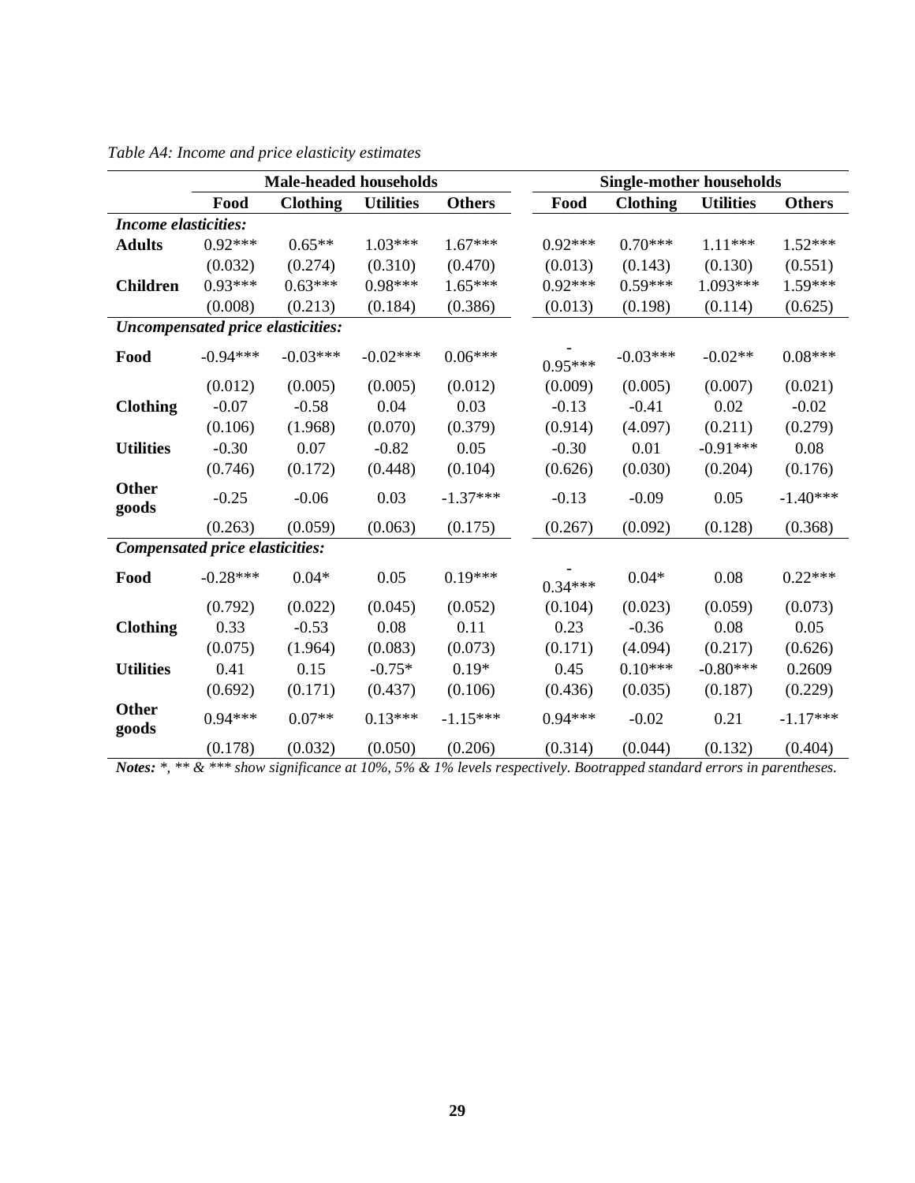*Table A4: Income and price elasticity estimates*

| | Male-headed households | | | | Single-mother households | | | |
|---|---|---|---|---|---|---|---|---|
| | **Food** | **Clothing** | **Utilities** | **Others** | **Food** | **Clothing** | **Utilities** | **Others** |
| ***Income elasticities:*** | | | | | | | | |
| **Adults** | 0.92*** | 0.65** | 1.03*** | 1.67*** | 0.92*** | 0.70*** | 1.11*** | 1.52*** |
| | (0.032) | (0.274) | (0.310) | (0.470) | (0.013) | (0.143) | (0.130) | (0.551) |
| **Children** | 0.93*** | 0.63*** | 0.98*** | 1.65*** | 0.92*** | 0.59*** | 1.093*** | 1.59*** |
| | (0.008) | (0.213) | (0.184) | (0.386) | (0.013) | (0.198) | (0.114) | (0.625) |
| ***Uncompensated price elasticities:*** | | | | | | | | |
| **Food** | -0.94*** | -0.03*** | -0.02*** | 0.06*** | -0.95*** | -0.03*** | -0.02** | 0.08*** |
| | (0.012) | (0.005) | (0.005) | (0.012) | (0.009) | (0.005) | (0.007) | (0.021) |
| **Clothing** | -0.07 | -0.58 | 0.04 | 0.03 | -0.13 | -0.41 | 0.02 | -0.02 |
| | (0.106) | (1.968) | (0.070) | (0.379) | (0.914) | (4.097) | (0.211) | (0.279) |
| **Utilities** | -0.30 | 0.07 | -0.82 | 0.05 | -0.30 | 0.01 | -0.91*** | 0.08 |
| | (0.746) | (0.172) | (0.448) | (0.104) | (0.626) | (0.030) | (0.204) | (0.176) |
| **Other goods** | -0.25 | -0.06 | 0.03 | -1.37*** | -0.13 | -0.09 | 0.05 | -1.40*** |
| | (0.263) | (0.059) | (0.063) | (0.175) | (0.267) | (0.092) | (0.128) | (0.368) |
| ***Compensated price elasticities:*** | | | | | | | | |
| **Food** | -0.28*** | 0.04* | 0.05 | 0.19*** | -0.34*** | 0.04* | 0.08 | 0.22*** |
| | (0.792) | (0.022) | (0.045) | (0.052) | (0.104) | (0.023) | (0.059) | (0.073) |
| **Clothing** | 0.33 | -0.53 | 0.08 | 0.11 | 0.23 | -0.36 | 0.08 | 0.05 |
| | (0.075) | (1.964) | (0.083) | (0.073) | (0.171) | (4.094) | (0.217) | (0.626) |
| **Utilities** | 0.41 | 0.15 | -0.75* | 0.19* | 0.45 | 0.10*** | -0.80*** | 0.2609 |
| | (0.692) | (0.171) | (0.437) | (0.106) | (0.436) | (0.035) | (0.187) | (0.229) |
| **Other goods** | 0.94*** | 0.07** | 0.13*** | -1.15*** | 0.94*** | -0.02 | 0.21 | -1.17*** |
| | (0.178) | (0.032) | (0.050) | (0.206) | (0.314) | (0.044) | (0.132) | (0.404) |

***Notes:*** *\*, \*\* & \*\*\* show significance at 10%, 5% & 1% levels respectively. Bootrapped standard errors in parentheses.*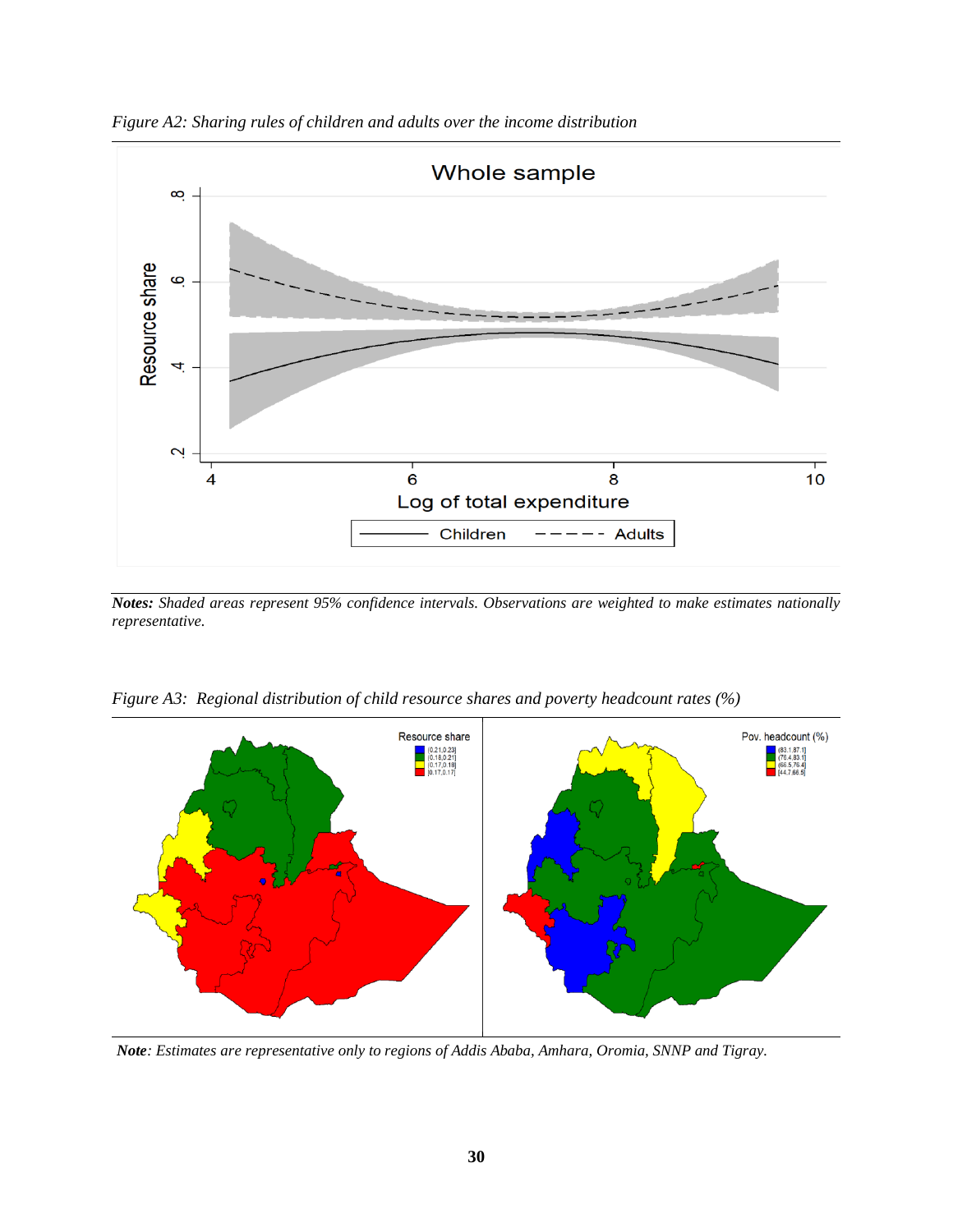*Figure A2: Sharing rules of children and adults over the income distribution*

***Notes:*** *Shaded areas represent 95% confidence intervals. Observations are weighted to make estimates nationally representative.*

*Figure A3: Regional distribution of child resource shares and poverty headcount rates (%)*

***Note****: Estimates are representative only to regions of Addis Ababa, Amhara, Oromia, SNNP and Tigray.*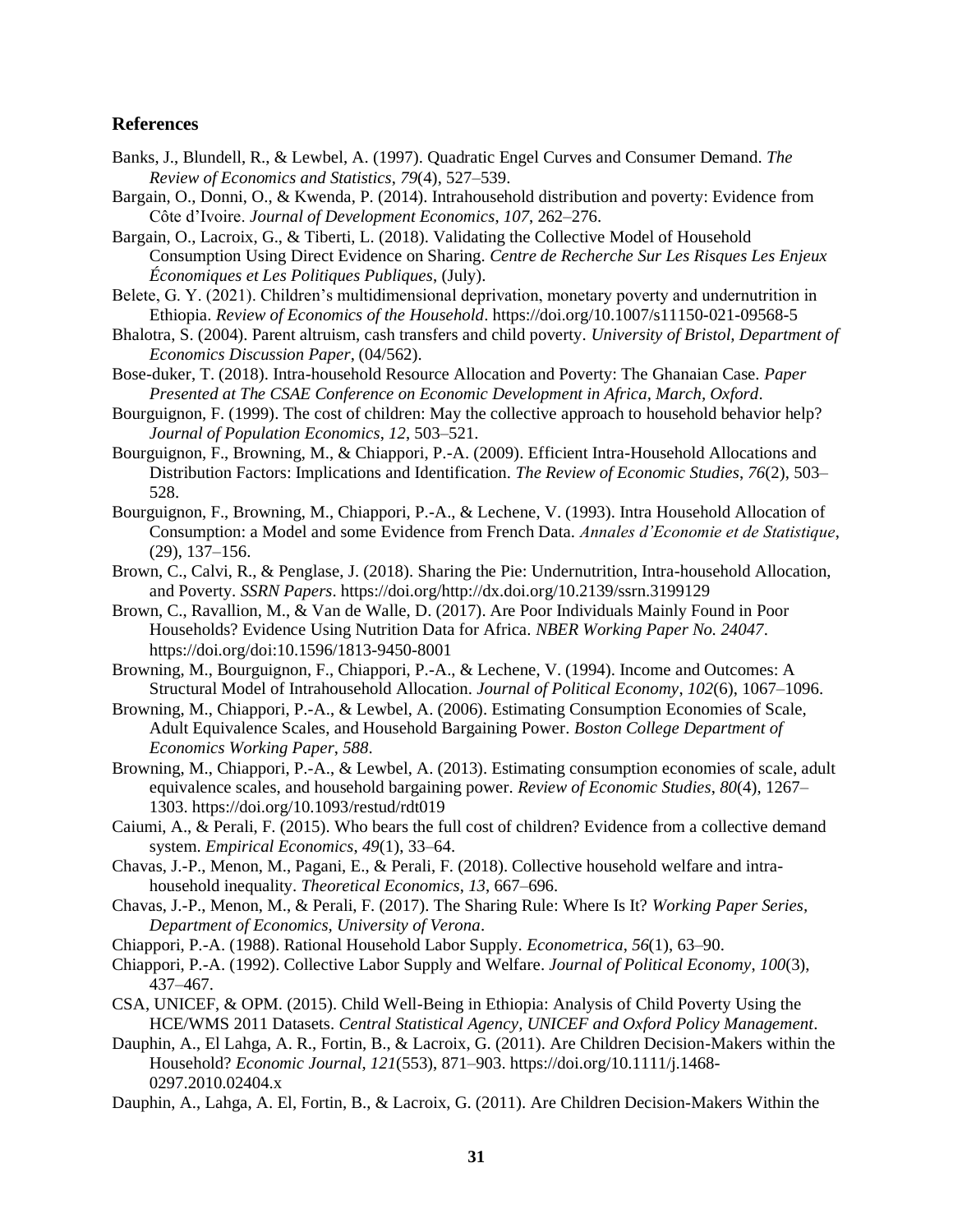## References

Banks, J., Blundell, R., & Lewbel, A. (1997). Quadratic Engel Curves and Consumer Demand. *The Review of Economics and Statistics*, *79*(4), 527–539.

Bargain, O., Donni, O., & Kwenda, P. (2014). Intrahousehold distribution and poverty: Evidence from Côte d'Ivoire. *Journal of Development Economics*, *107*, 262–276.

Bargain, O., Lacroix, G., & Tiberti, L. (2018). Validating the Collective Model of Household Consumption Using Direct Evidence on Sharing. *Centre de Recherche Sur Les Risques Les Enjeux Économiques et Les Politiques Publiques*, (July).

Belete, G. Y. (2021). Children's multidimensional deprivation, monetary poverty and undernutrition in Ethiopia. *Review of Economics of the Household*. https://doi.org/10.1007/s11150-021-09568-5

Bhalotra, S. (2004). Parent altruism, cash transfers and child poverty. *University of Bristol, Department of Economics Discussion Paper*, (04/562).

Bose-duker, T. (2018). Intra-household Resource Allocation and Poverty: The Ghanaian Case. *Paper Presented at The CSAE Conference on Economic Development in Africa, March, Oxford*.

Bourguignon, F. (1999). The cost of children: May the collective approach to household behavior help? *Journal of Population Economics*, *12*, 503–521.

Bourguignon, F., Browning, M., & Chiappori, P.-A. (2009). Efficient Intra-Household Allocations and Distribution Factors: Implications and Identification. *The Review of Economic Studies*, *76*(2), 503–528.

Bourguignon, F., Browning, M., Chiappori, P.-A., & Lechene, V. (1993). Intra Household Allocation of Consumption: a Model and some Evidence from French Data. *Annales d'Economie et de Statistique*, (29), 137–156.

Brown, C., Calvi, R., & Penglase, J. (2018). Sharing the Pie: Undernutrition, Intra-household Allocation, and Poverty. *SSRN Papers*. https://doi.org/http://dx.doi.org/10.2139/ssrn.3199129

Brown, C., Ravallion, M., & Van de Walle, D. (2017). Are Poor Individuals Mainly Found in Poor Households? Evidence Using Nutrition Data for Africa. *NBER Working Paper No. 24047*. https://doi.org/doi:10.1596/1813-9450-8001

Browning, M., Bourguignon, F., Chiappori, P.-A., & Lechene, V. (1994). Income and Outcomes: A Structural Model of Intrahousehold Allocation. *Journal of Political Economy*, *102*(6), 1067–1096.

Browning, M., Chiappori, P.-A., & Lewbel, A. (2006). Estimating Consumption Economies of Scale, Adult Equivalence Scales, and Household Bargaining Power. *Boston College Department of Economics Working Paper*, *588*.

Browning, M., Chiappori, P.-A., & Lewbel, A. (2013). Estimating consumption economies of scale, adult equivalence scales, and household bargaining power. *Review of Economic Studies*, *80*(4), 1267–1303. https://doi.org/10.1093/restud/rdt019

Caiumi, A., & Perali, F. (2015). Who bears the full cost of children? Evidence from a collective demand system. *Empirical Economics*, *49*(1), 33–64.

Chavas, J.-P., Menon, M., Pagani, E., & Perali, F. (2018). Collective household welfare and intra-household inequality. *Theoretical Economics*, *13*, 667–696.

Chavas, J.-P., Menon, M., & Perali, F. (2017). The Sharing Rule: Where Is It? *Working Paper Series, Department of Economics, University of Verona*.

Chiappori, P.-A. (1988). Rational Household Labor Supply. *Econometrica*, *56*(1), 63–90.

Chiappori, P.-A. (1992). Collective Labor Supply and Welfare. *Journal of Political Economy*, *100*(3), 437–467.

CSA, UNICEF, & OPM. (2015). Child Well-Being in Ethiopia: Analysis of Child Poverty Using the HCE/WMS 2011 Datasets. *Central Statistical Agency, UNICEF and Oxford Policy Management*.

Dauphin, A., El Lahga, A. R., Fortin, B., & Lacroix, G. (2011). Are Children Decision-Makers within the Household? *Economic Journal*, *121*(553), 871–903. https://doi.org/10.1111/j.1468-0297.2010.02404.x

Dauphin, A., Lahga, A. El, Fortin, B., & Lacroix, G. (2011). Are Children Decision-Makers Within the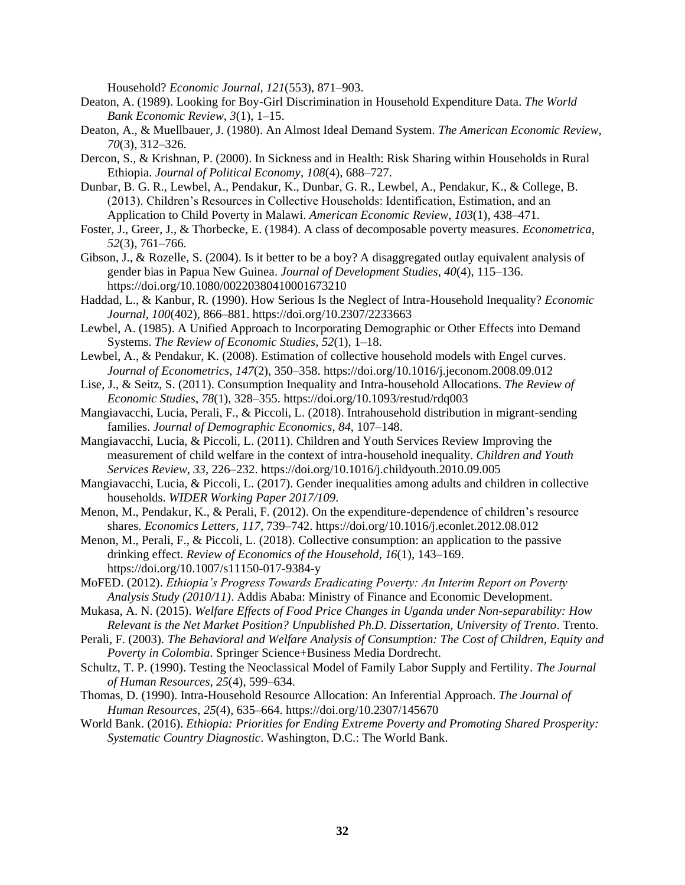Household? *Economic Journal*, *121*(553), 871–903.

Deaton, A. (1989). Looking for Boy-Girl Discrimination in Household Expenditure Data. *The World Bank Economic Review*, *3*(1), 1–15.

Deaton, A., & Muellbauer, J. (1980). An Almost Ideal Demand System. *The American Economic Review*, *70*(3), 312–326.

Dercon, S., & Krishnan, P. (2000). In Sickness and in Health: Risk Sharing within Households in Rural Ethiopia. *Journal of Political Economy*, *108*(4), 688–727.

Dunbar, B. G. R., Lewbel, A., Pendakur, K., Dunbar, G. R., Lewbel, A., Pendakur, K., & College, B. (2013). Children's Resources in Collective Households: Identification, Estimation, and an Application to Child Poverty in Malawi. *American Economic Review*, *103*(1), 438–471.

Foster, J., Greer, J., & Thorbecke, E. (1984). A class of decomposable poverty measures. *Econometrica*, *52*(3), 761–766.

Gibson, J., & Rozelle, S. (2004). Is it better to be a boy? A disaggregated outlay equivalent analysis of gender bias in Papua New Guinea. *Journal of Development Studies*, *40*(4), 115–136. https://doi.org/10.1080/00220380410001673210

Haddad, L., & Kanbur, R. (1990). How Serious Is the Neglect of Intra-Household Inequality? *Economic Journal*, *100*(402), 866–881. https://doi.org/10.2307/2233663

Lewbel, A. (1985). A Unified Approach to Incorporating Demographic or Other Effects into Demand Systems. *The Review of Economic Studies*, *52*(1), 1–18.

Lewbel, A., & Pendakur, K. (2008). Estimation of collective household models with Engel curves. *Journal of Econometrics*, *147*(2), 350–358. https://doi.org/10.1016/j.jeconom.2008.09.012

Lise, J., & Seitz, S. (2011). Consumption Inequality and Intra-household Allocations. *The Review of Economic Studies*, *78*(1), 328–355. https://doi.org/10.1093/restud/rdq003

Mangiavacchi, Lucia, Perali, F., & Piccoli, L. (2018). Intrahousehold distribution in migrant-sending families. *Journal of Demographic Economics*, *84*, 107–148.

Mangiavacchi, Lucia, & Piccoli, L. (2011). Children and Youth Services Review Improving the measurement of child welfare in the context of intra-household inequality. *Children and Youth Services Review*, *33*, 226–232. https://doi.org/10.1016/j.childyouth.2010.09.005

Mangiavacchi, Lucia, & Piccoli, L. (2017). Gender inequalities among adults and children in collective households. *WIDER Working Paper 2017/109*.

Menon, M., Pendakur, K., & Perali, F. (2012). On the expenditure-dependence of children's resource shares. *Economics Letters*, *117*, 739–742. https://doi.org/10.1016/j.econlet.2012.08.012

Menon, M., Perali, F., & Piccoli, L. (2018). Collective consumption: an application to the passive drinking effect. *Review of Economics of the Household*, *16*(1), 143–169. https://doi.org/10.1007/s11150-017-9384-y

MoFED. (2012). *Ethiopia's Progress Towards Eradicating Poverty: An Interim Report on Poverty Analysis Study (2010/11)*. Addis Ababa: Ministry of Finance and Economic Development.

Mukasa, A. N. (2015). *Welfare Effects of Food Price Changes in Uganda under Non-separability: How Relevant is the Net Market Position? Unpublished Ph.D. Dissertation, University of Trento*. Trento.

Perali, F. (2003). *The Behavioral and Welfare Analysis of Consumption: The Cost of Children, Equity and Poverty in Colombia*. Springer Science+Business Media Dordrecht.

Schultz, T. P. (1990). Testing the Neoclassical Model of Family Labor Supply and Fertility. *The Journal of Human Resources*, *25*(4), 599–634.

Thomas, D. (1990). Intra-Household Resource Allocation: An Inferential Approach. *The Journal of Human Resources*, *25*(4), 635–664. https://doi.org/10.2307/145670

World Bank. (2016). *Ethiopia: Priorities for Ending Extreme Poverty and Promoting Shared Prosperity: Systematic Country Diagnostic*. Washington, D.C.: The World Bank.